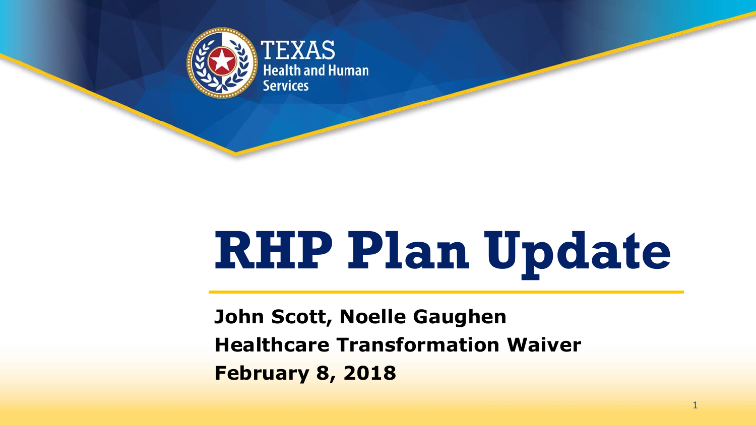TEXAS Health and Human Services

# RHP Plan Update

**John Scott, Noelle Gaughen**

**Healthcare Transformation Waiver**

**February 8, 2018**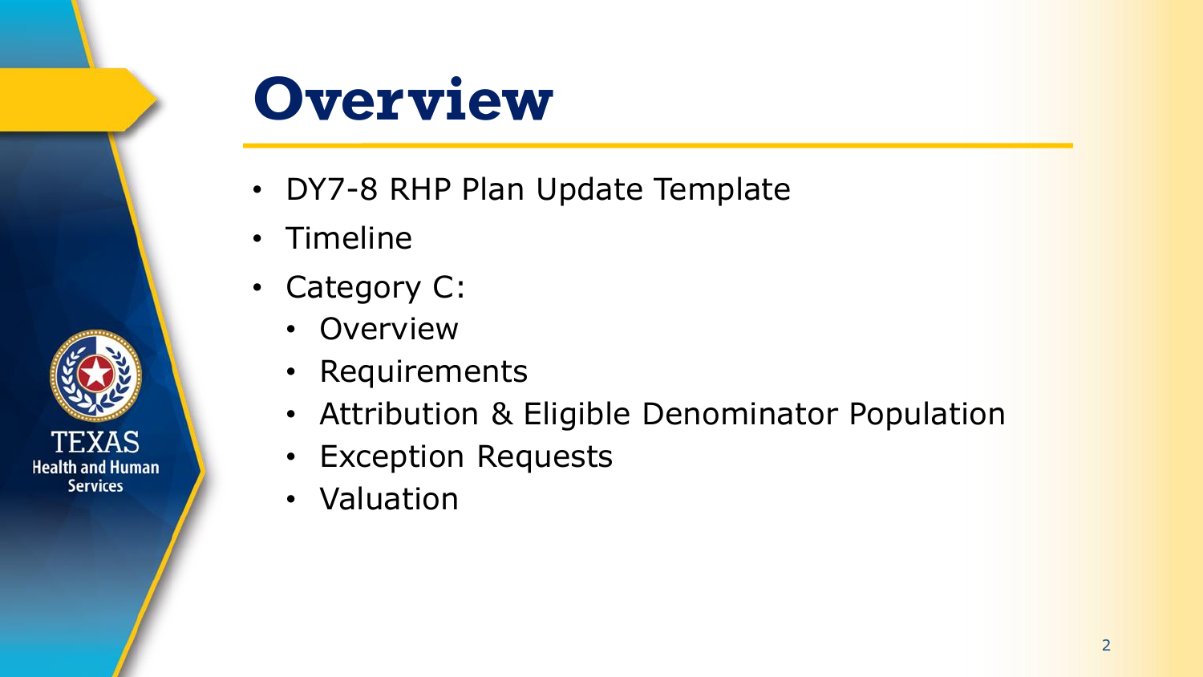# Overview

- DY7-8 RHP Plan Update Template
- Timeline
- Category C:
  - Overview
  - Requirements
  - Attribution & Eligible Denominator Population
  - Exception Requests
  - Valuation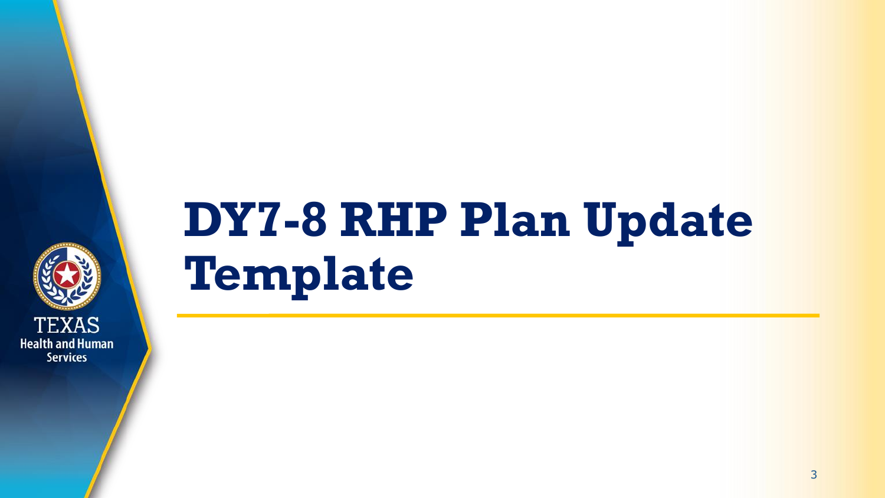# DY7-8 RHP Plan Update Template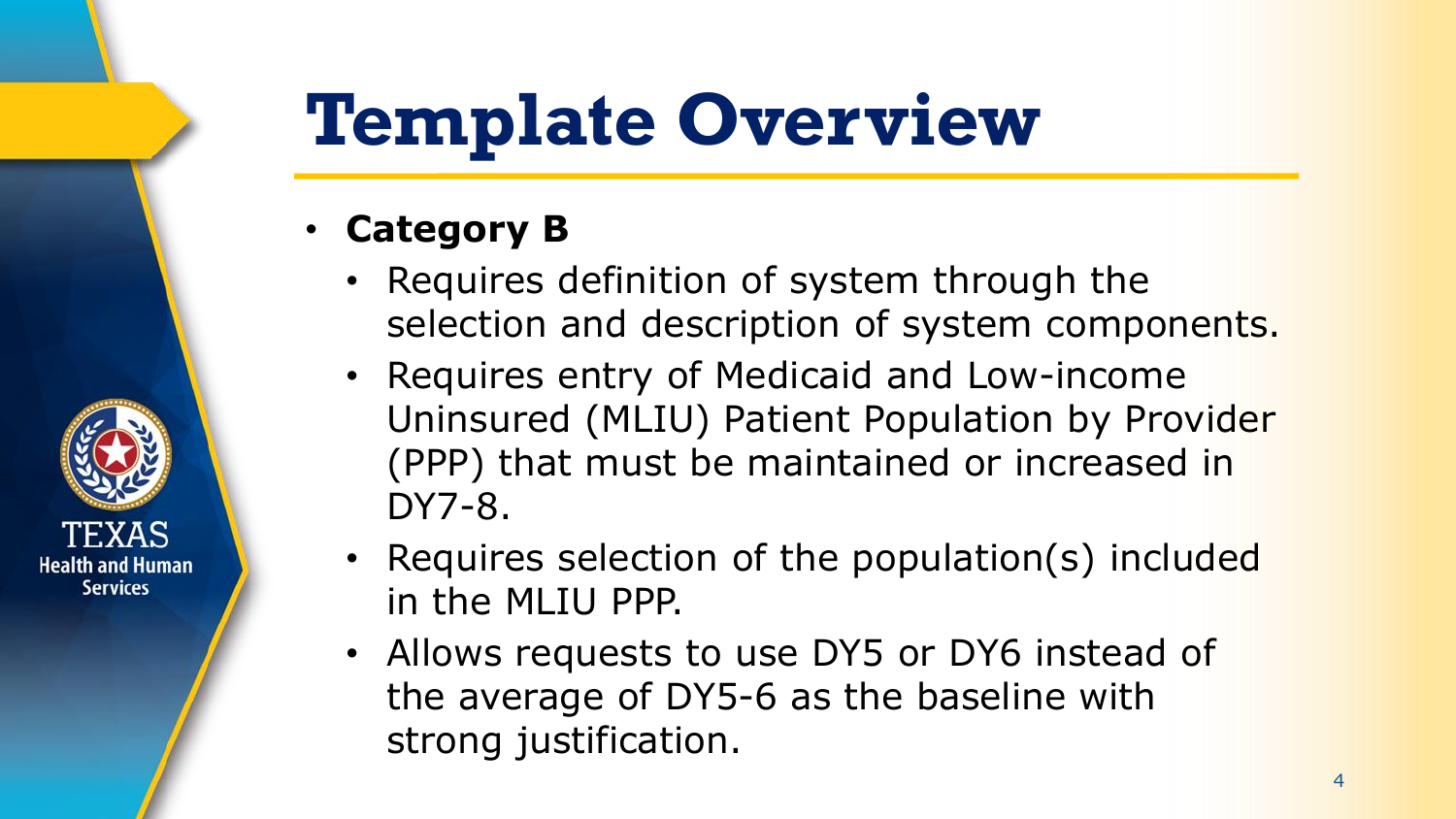# Template Overview

- **Category B**
  - Requires definition of system through the selection and description of system components.
  - Requires entry of Medicaid and Low-income Uninsured (MLIU) Patient Population by Provider (PPP) that must be maintained or increased in DY7-8.
  - Requires selection of the population(s) included in the MLIU PPP.
  - Allows requests to use DY5 or DY6 instead of the average of DY5-6 as the baseline with strong justification.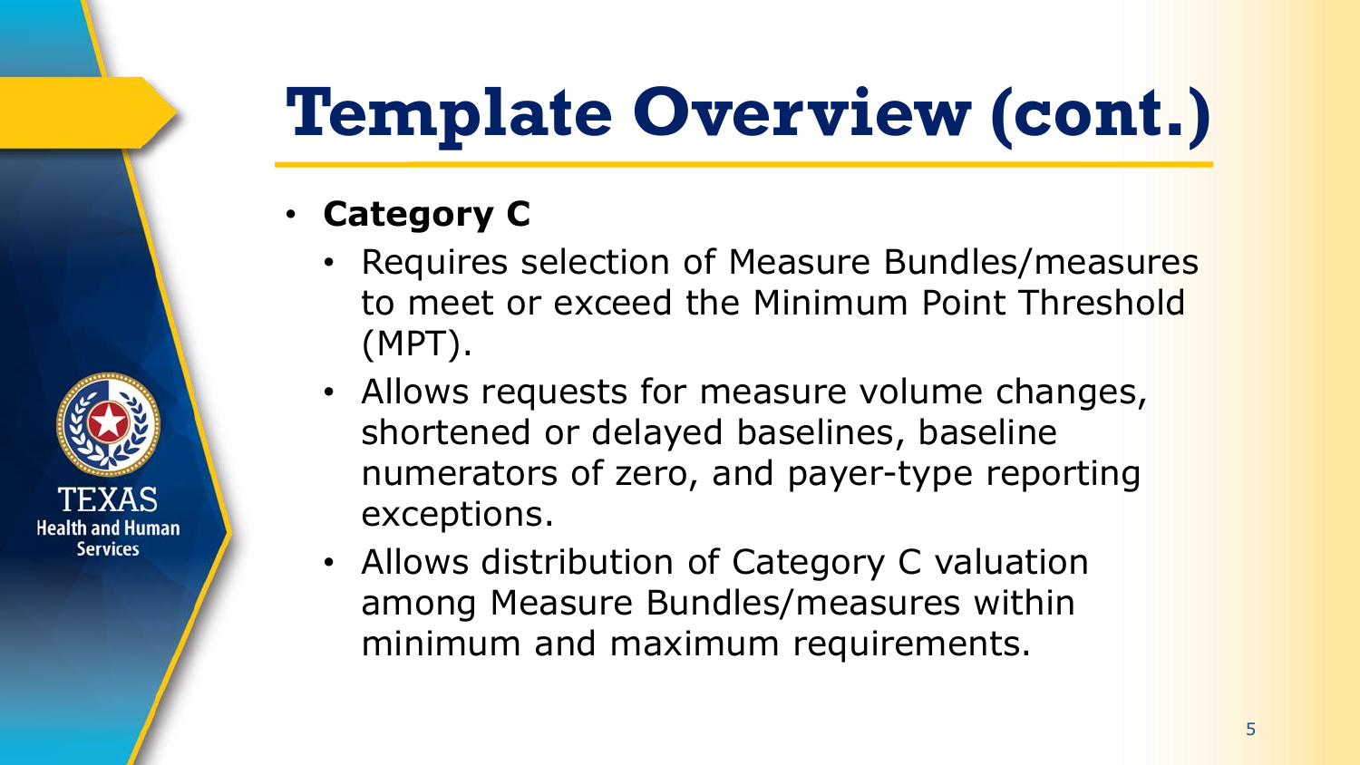# Template Overview (cont.)

- **Category C**
  - Requires selection of Measure Bundles/measures to meet or exceed the Minimum Point Threshold (MPT).
  - Allows requests for measure volume changes, shortened or delayed baselines, baseline numerators of zero, and payer-type reporting exceptions.
  - Allows distribution of Category C valuation among Measure Bundles/measures within minimum and maximum requirements.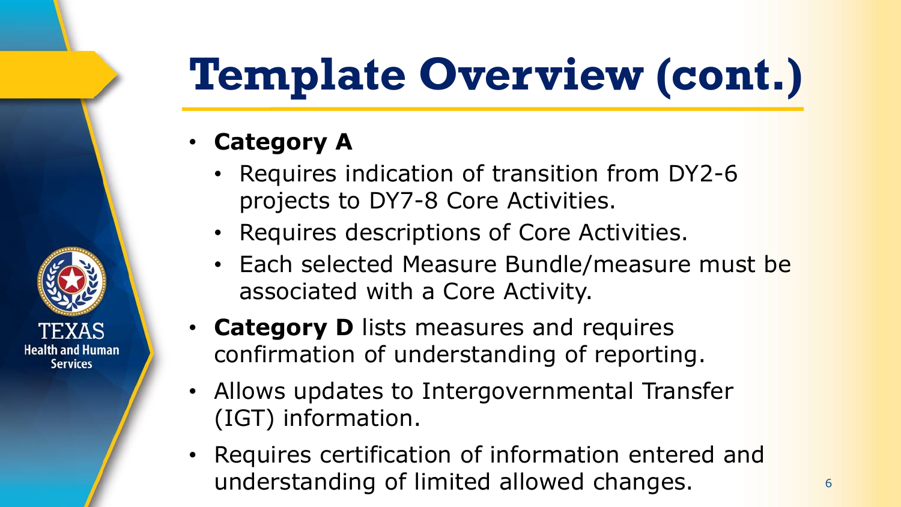# Template Overview (cont.)

- **Category A**
  - Requires indication of transition from DY2-6 projects to DY7-8 Core Activities.
  - Requires descriptions of Core Activities.
  - Each selected Measure Bundle/measure must be associated with a Core Activity.
- **Category D** lists measures and requires confirmation of understanding of reporting.
- Allows updates to Intergovernmental Transfer (IGT) information.
- Requires certification of information entered and understanding of limited allowed changes.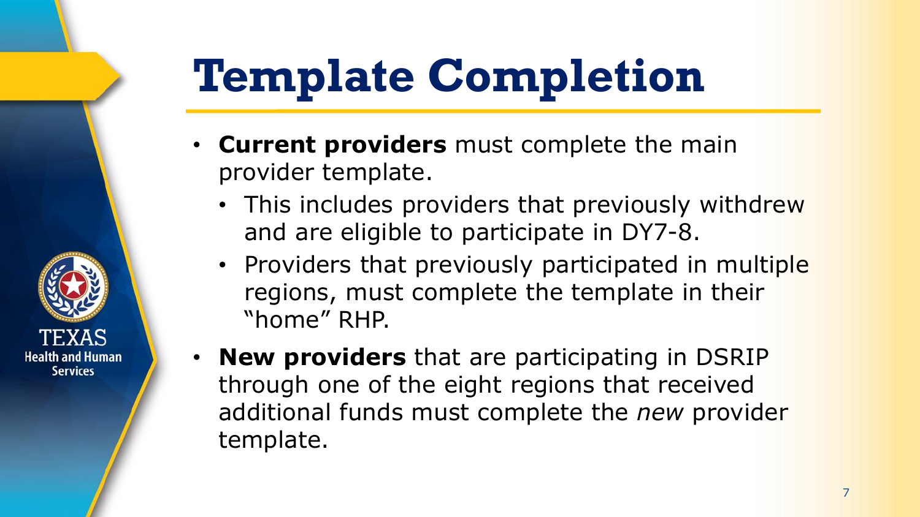# Template Completion

- **Current providers** must complete the main provider template.
  - This includes providers that previously withdrew and are eligible to participate in DY7-8.
  - Providers that previously participated in multiple regions, must complete the template in their "home" RHP.
- **New providers** that are participating in DSRIP through one of the eight regions that received additional funds must complete the *new* provider template.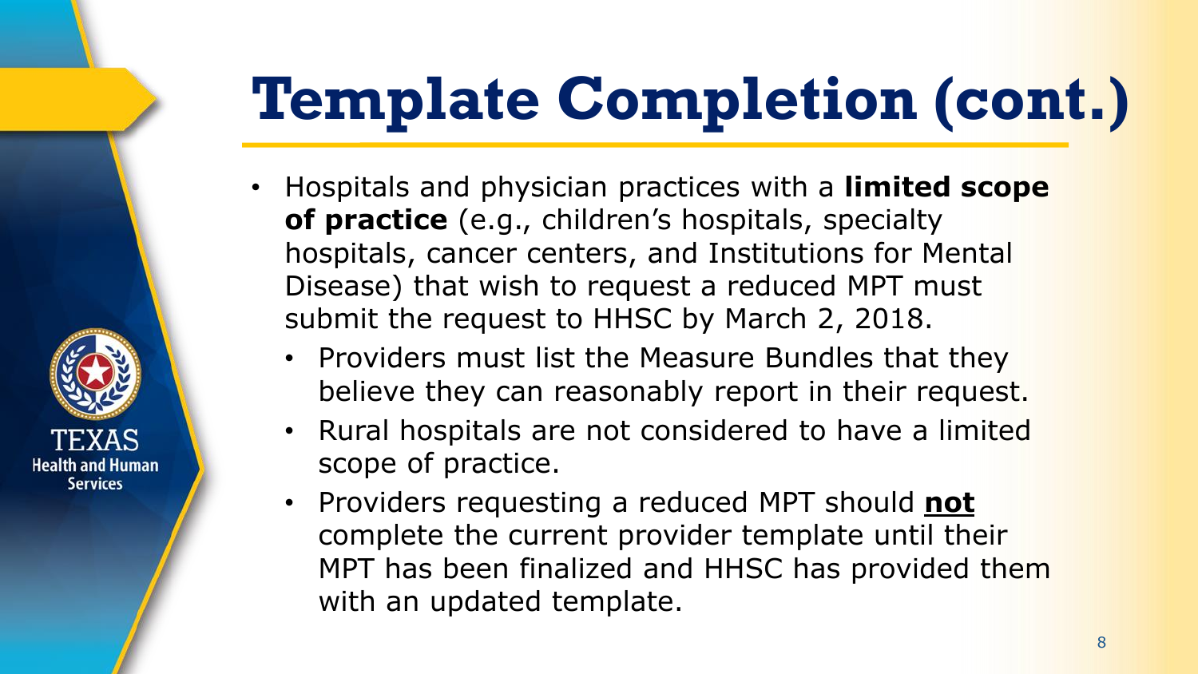# Template Completion (cont.)

- Hospitals and physician practices with a **limited scope of practice** (e.g., children's hospitals, specialty hospitals, cancer centers, and Institutions for Mental Disease) that wish to request a reduced MPT must submit the request to HHSC by March 2, 2018.
  - Providers must list the Measure Bundles that they believe they can reasonably report in their request.
  - Rural hospitals are not considered to have a limited scope of practice.
  - Providers requesting a reduced MPT should **not** complete the current provider template until their MPT has been finalized and HHSC has provided them with an updated template.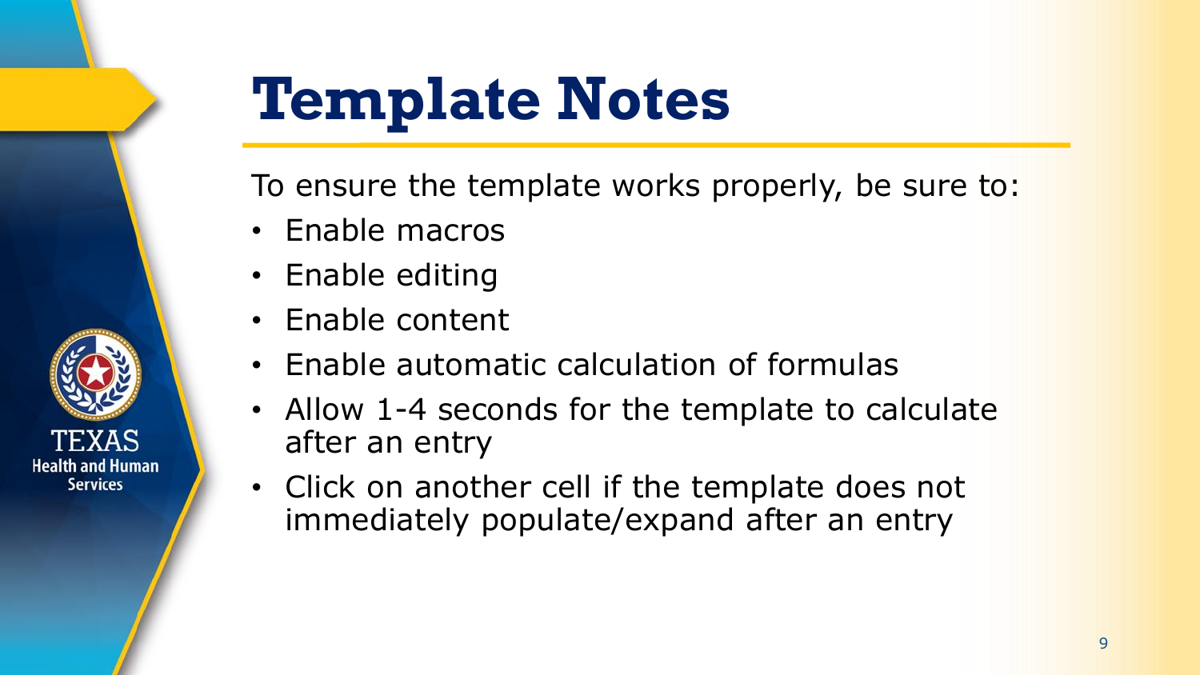# Template Notes

To ensure the template works properly, be sure to:

- Enable macros
- Enable editing
- Enable content
- Enable automatic calculation of formulas
- Allow 1-4 seconds for the template to calculate after an entry
- Click on another cell if the template does not immediately populate/expand after an entry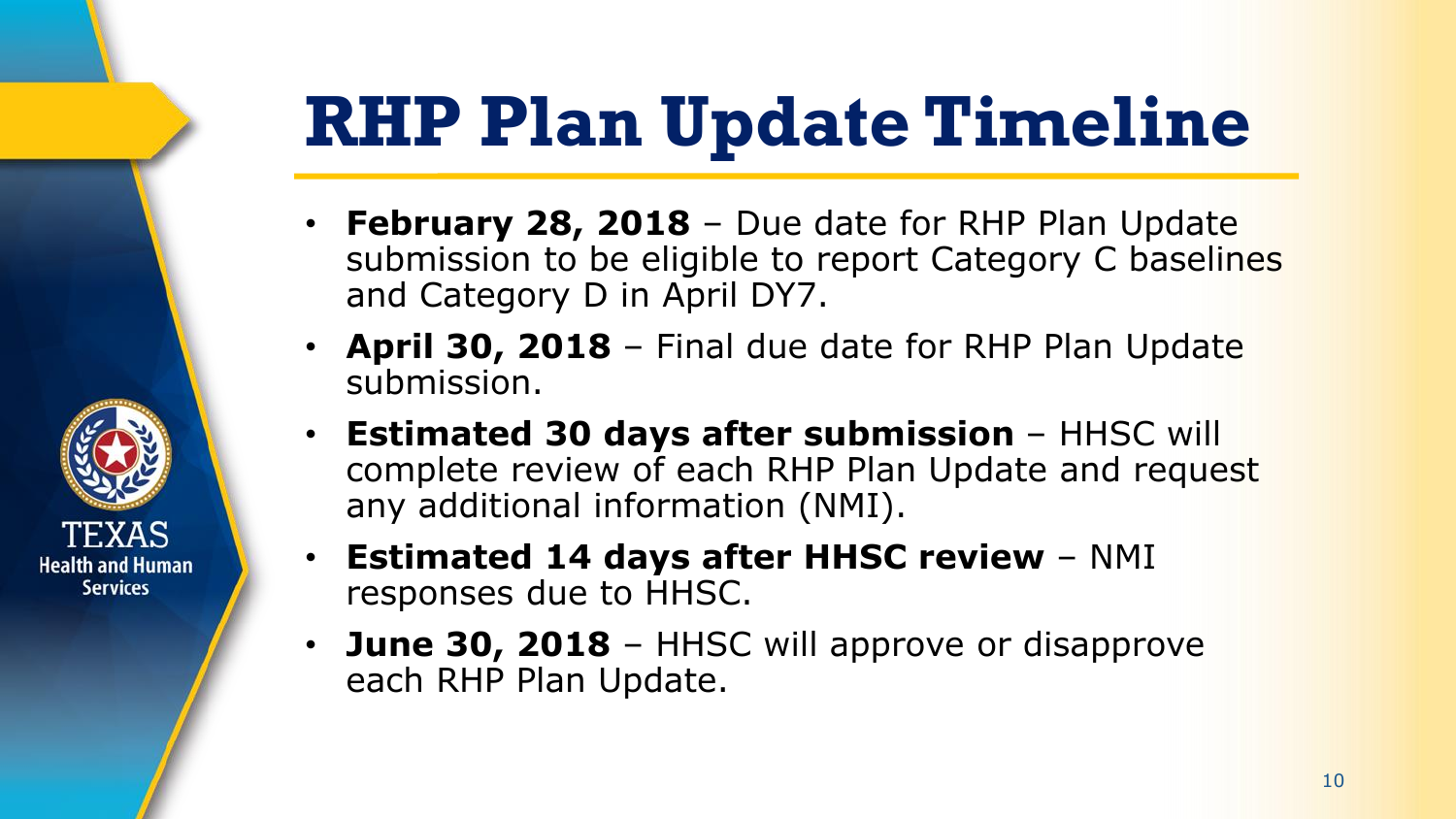# RHP Plan Update Timeline

- **February 28, 2018** – Due date for RHP Plan Update submission to be eligible to report Category C baselines and Category D in April DY7.
- **April 30, 2018** – Final due date for RHP Plan Update submission.
- **Estimated 30 days after submission** – HHSC will complete review of each RHP Plan Update and request any additional information (NMI).
- **Estimated 14 days after HHSC review** – NMI responses due to HHSC.
- **June 30, 2018** – HHSC will approve or disapprove each RHP Plan Update.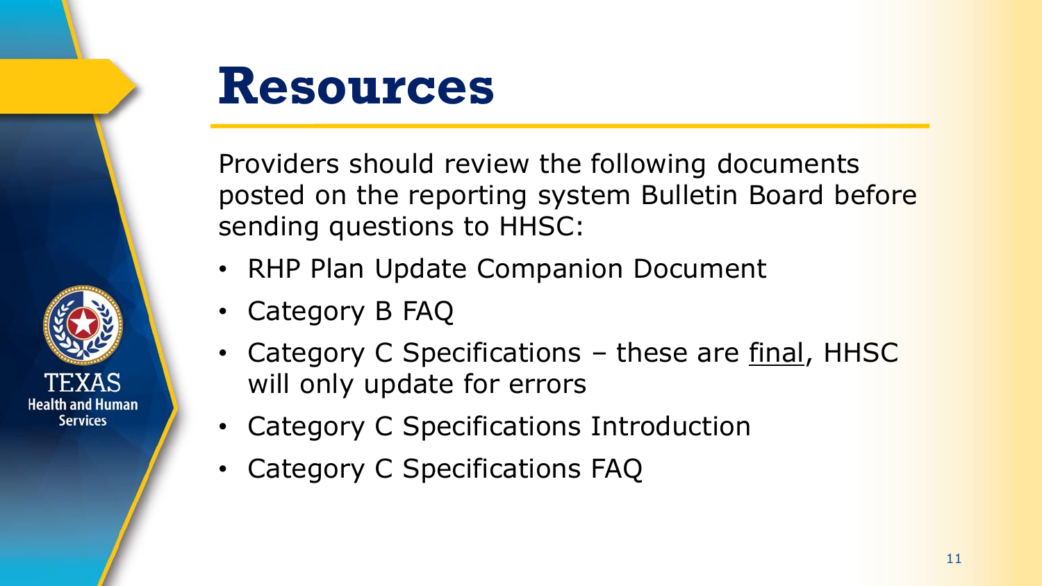# Resources

Providers should review the following documents posted on the reporting system Bulletin Board before sending questions to HHSC:

- RHP Plan Update Companion Document
- Category B FAQ
- Category C Specifications – these are <u>final</u>, HHSC will only update for errors
- Category C Specifications Introduction
- Category C Specifications FAQ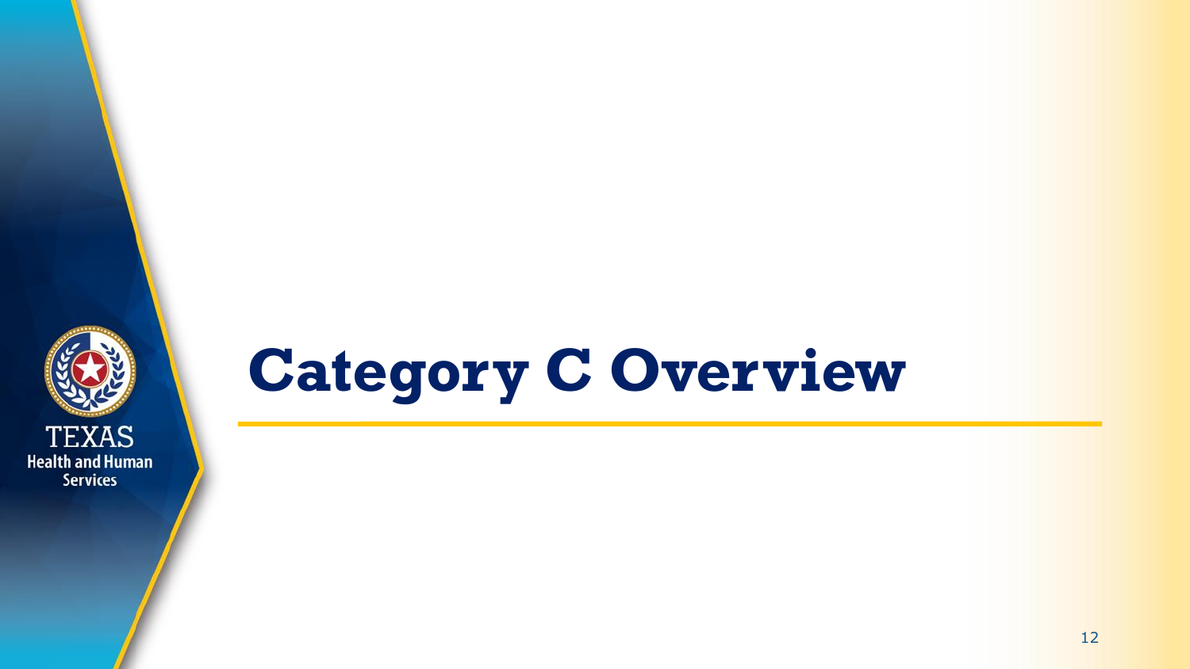# Category C Overview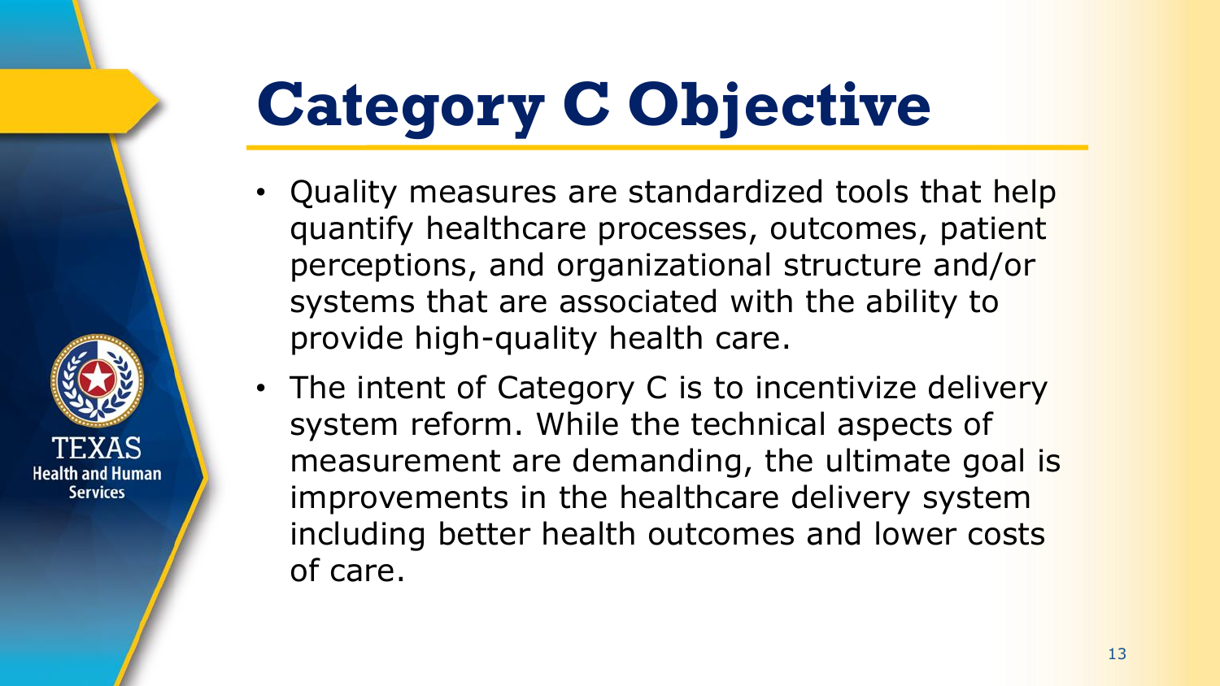# Category C Objective

- Quality measures are standardized tools that help quantify healthcare processes, outcomes, patient perceptions, and organizational structure and/or systems that are associated with the ability to provide high-quality health care.
- The intent of Category C is to incentivize delivery system reform. While the technical aspects of measurement are demanding, the ultimate goal is improvements in the healthcare delivery system including better health outcomes and lower costs of care.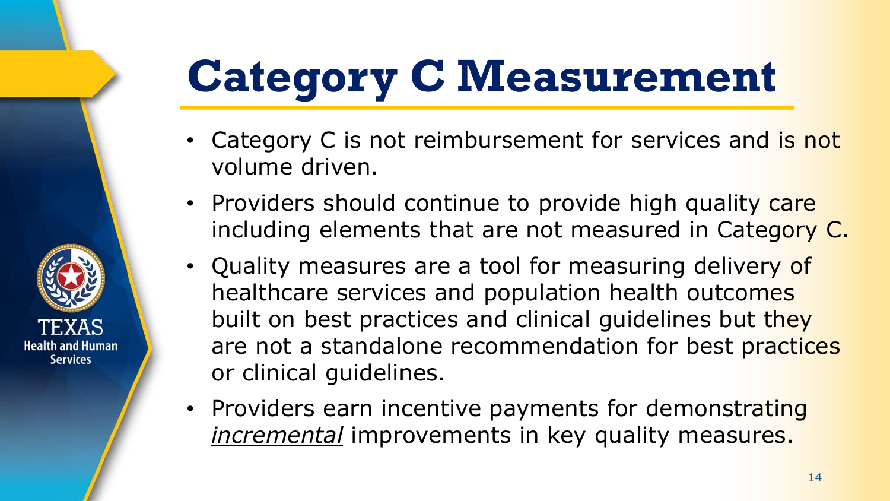# Category C Measurement

- Category C is not reimbursement for services and is not volume driven.
- Providers should continue to provide high quality care including elements that are not measured in Category C.
- Quality measures are a tool for measuring delivery of healthcare services and population health outcomes built on best practices and clinical guidelines but they are not a standalone recommendation for best practices or clinical guidelines.
- Providers earn incentive payments for demonstrating *incremental* improvements in key quality measures.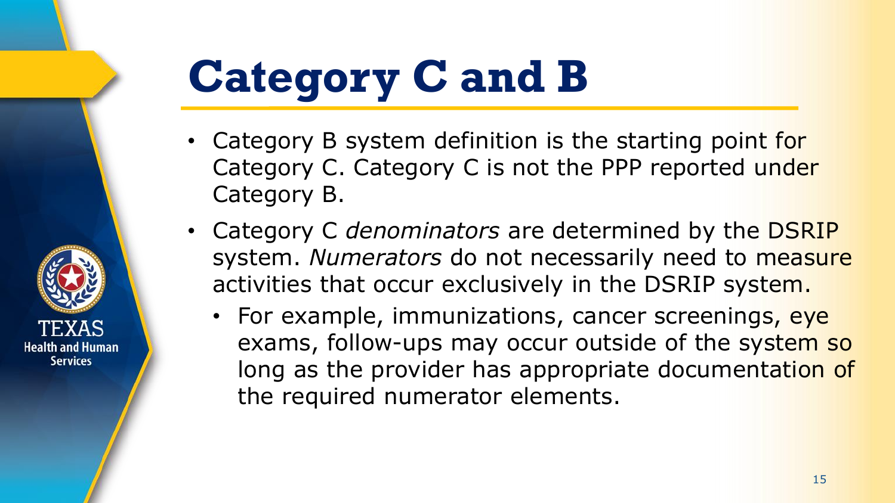# Category C and B

- Category B system definition is the starting point for Category C. Category C is not the PPP reported under Category B.
- Category C *denominators* are determined by the DSRIP system. *Numerators* do not necessarily need to measure activities that occur exclusively in the DSRIP system.
  - For example, immunizations, cancer screenings, eye exams, follow-ups may occur outside of the system so long as the provider has appropriate documentation of the required numerator elements.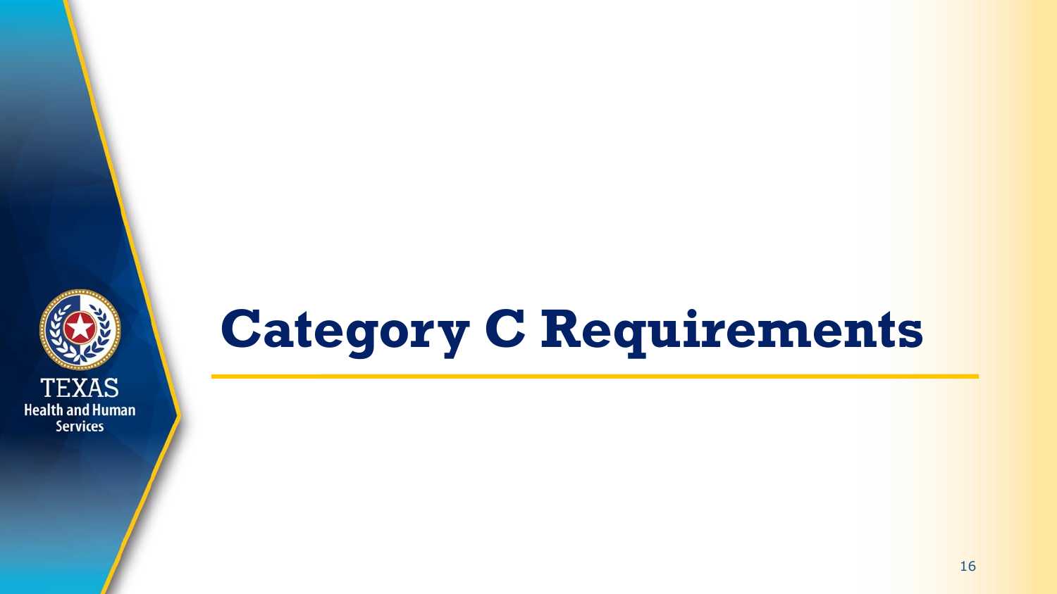# Category C Requirements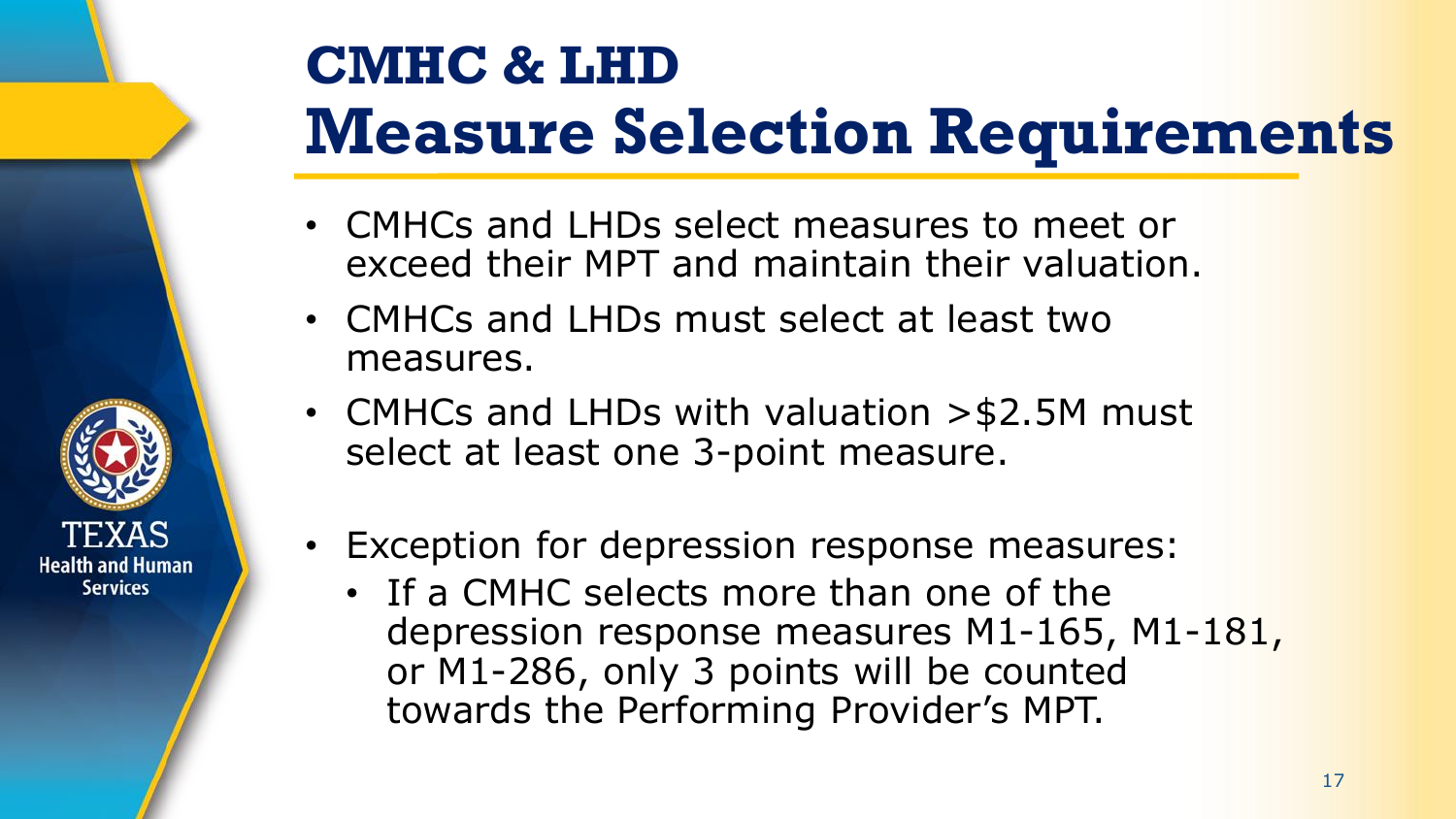# CMHC & LHD Measure Selection Requirements

- CMHCs and LHDs select measures to meet or exceed their MPT and maintain their valuation.
- CMHCs and LHDs must select at least two measures.
- CMHCs and LHDs with valuation >$2.5M must select at least one 3-point measure.
- Exception for depression response measures:
  - If a CMHC selects more than one of the depression response measures M1-165, M1-181, or M1-286, only 3 points will be counted towards the Performing Provider's MPT.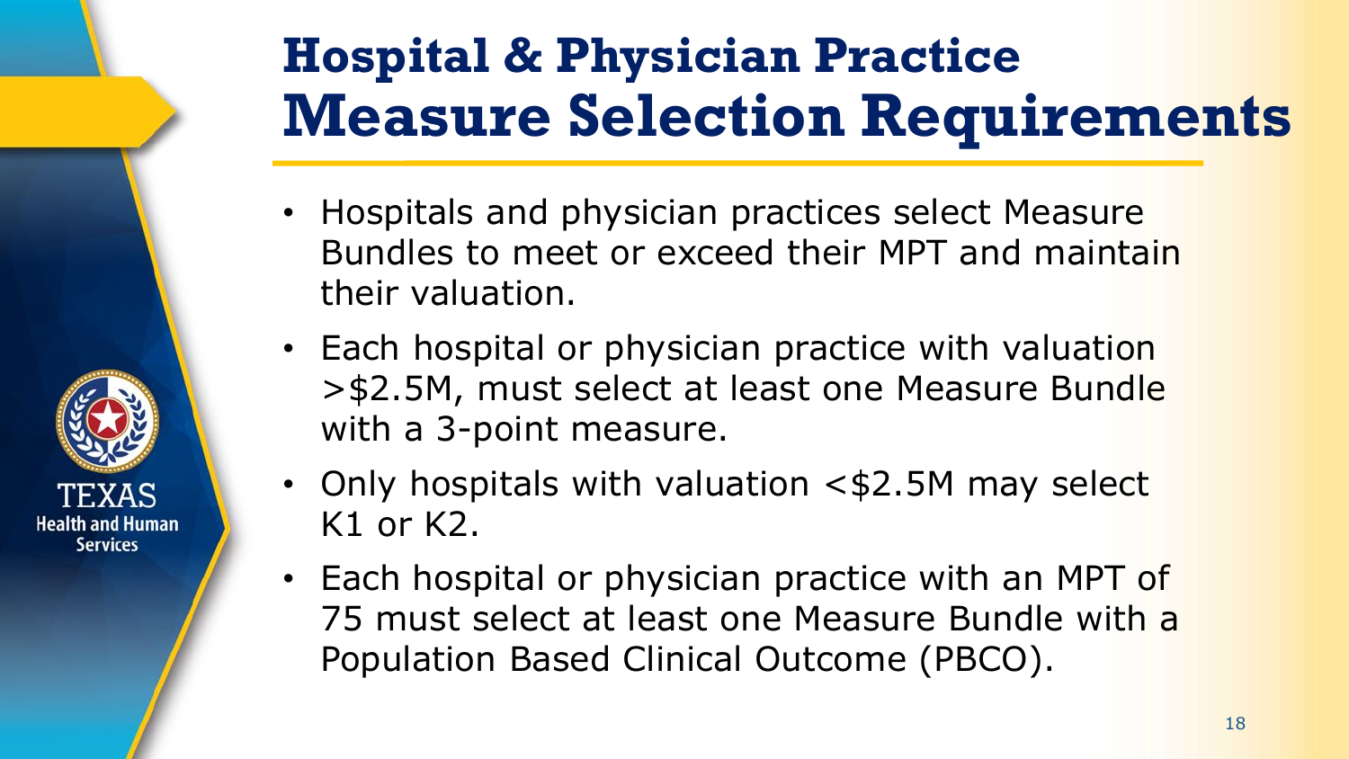# Hospital & Physician Practice Measure Selection Requirements

- Hospitals and physician practices select Measure Bundles to meet or exceed their MPT and maintain their valuation.
- Each hospital or physician practice with valuation >$2.5M, must select at least one Measure Bundle with a 3-point measure.
- Only hospitals with valuation <$2.5M may select K1 or K2.
- Each hospital or physician practice with an MPT of 75 must select at least one Measure Bundle with a Population Based Clinical Outcome (PBCO).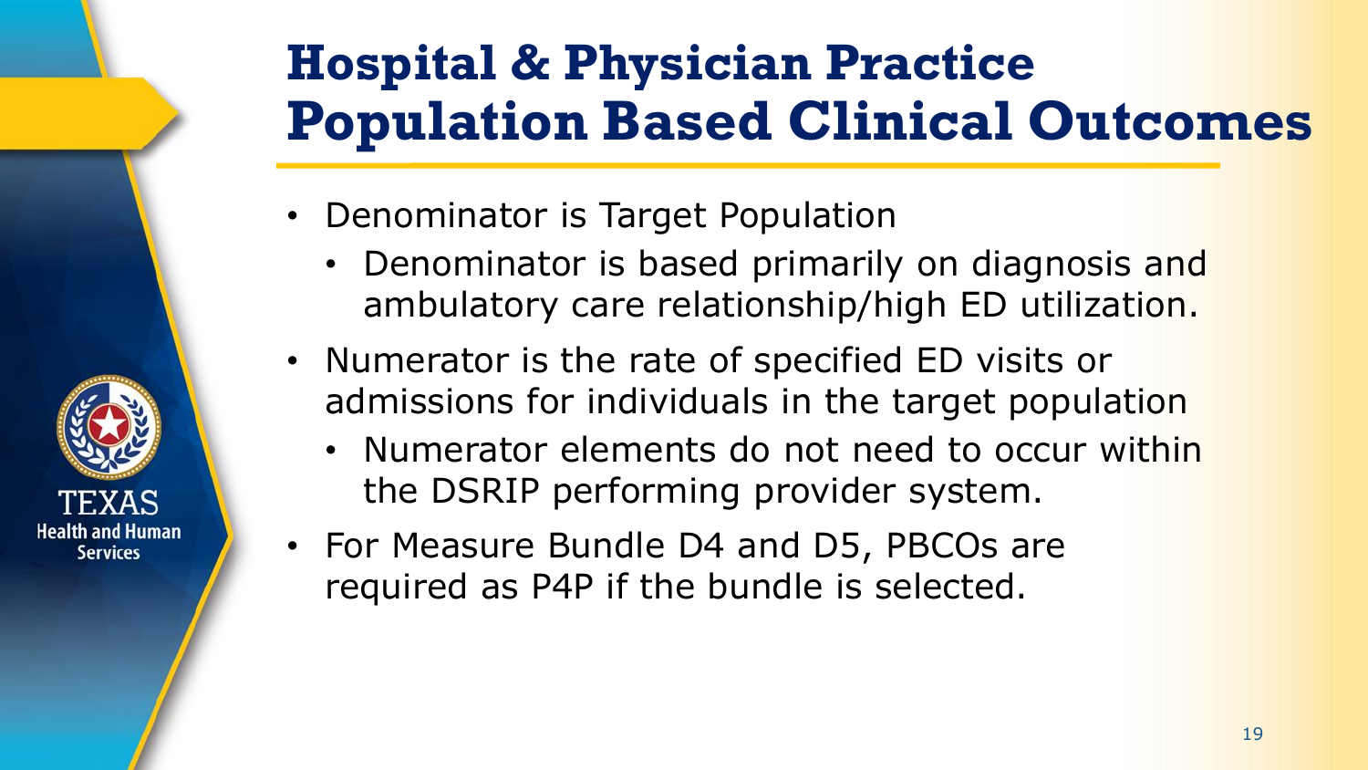# Hospital & Physician Practice Population Based Clinical Outcomes

- Denominator is Target Population
  - Denominator is based primarily on diagnosis and ambulatory care relationship/high ED utilization.
- Numerator is the rate of specified ED visits or admissions for individuals in the target population
  - Numerator elements do not need to occur within the DSRIP performing provider system.
- For Measure Bundle D4 and D5, PBCOs are required as P4P if the bundle is selected.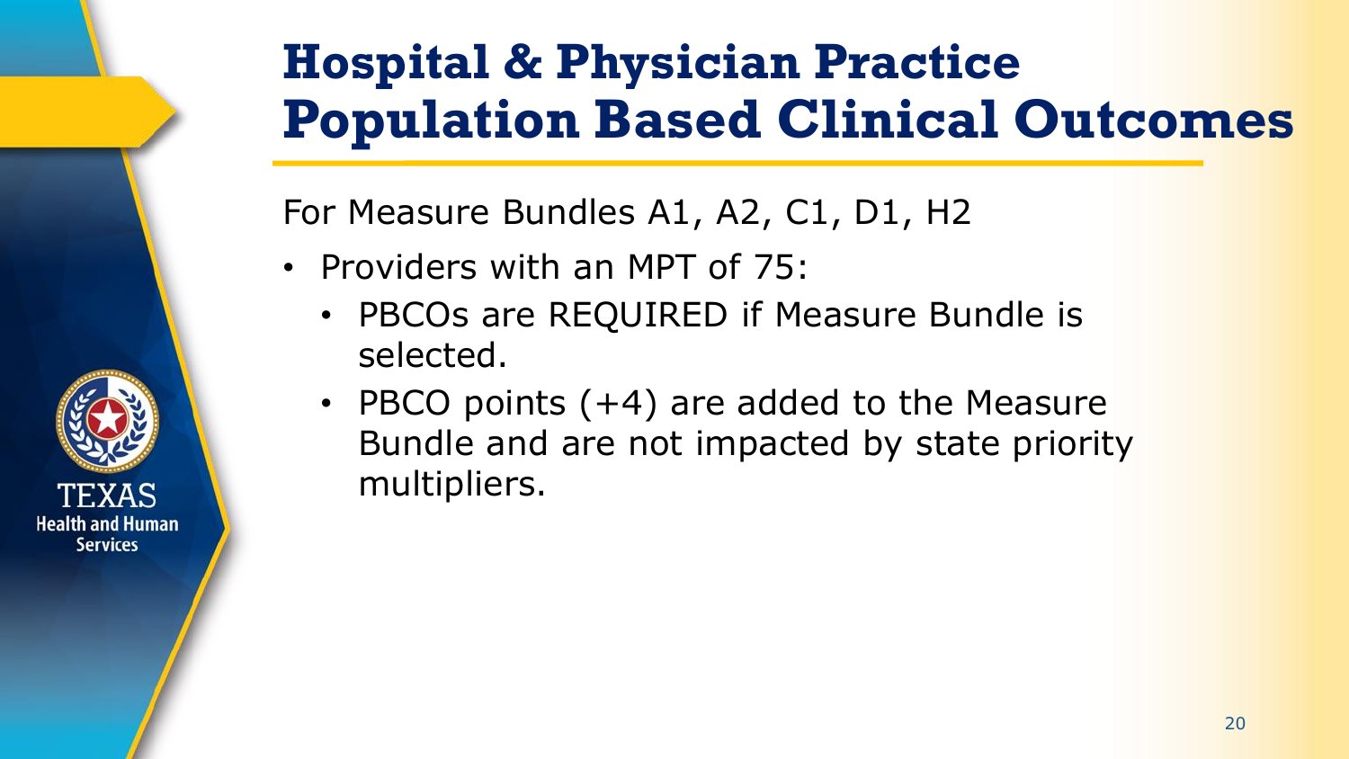# Hospital & Physician Practice Population Based Clinical Outcomes

For Measure Bundles A1, A2, C1, D1, H2

- Providers with an MPT of 75:
  - PBCOs are REQUIRED if Measure Bundle is selected.
  - PBCO points (+4) are added to the Measure Bundle and are not impacted by state priority multipliers.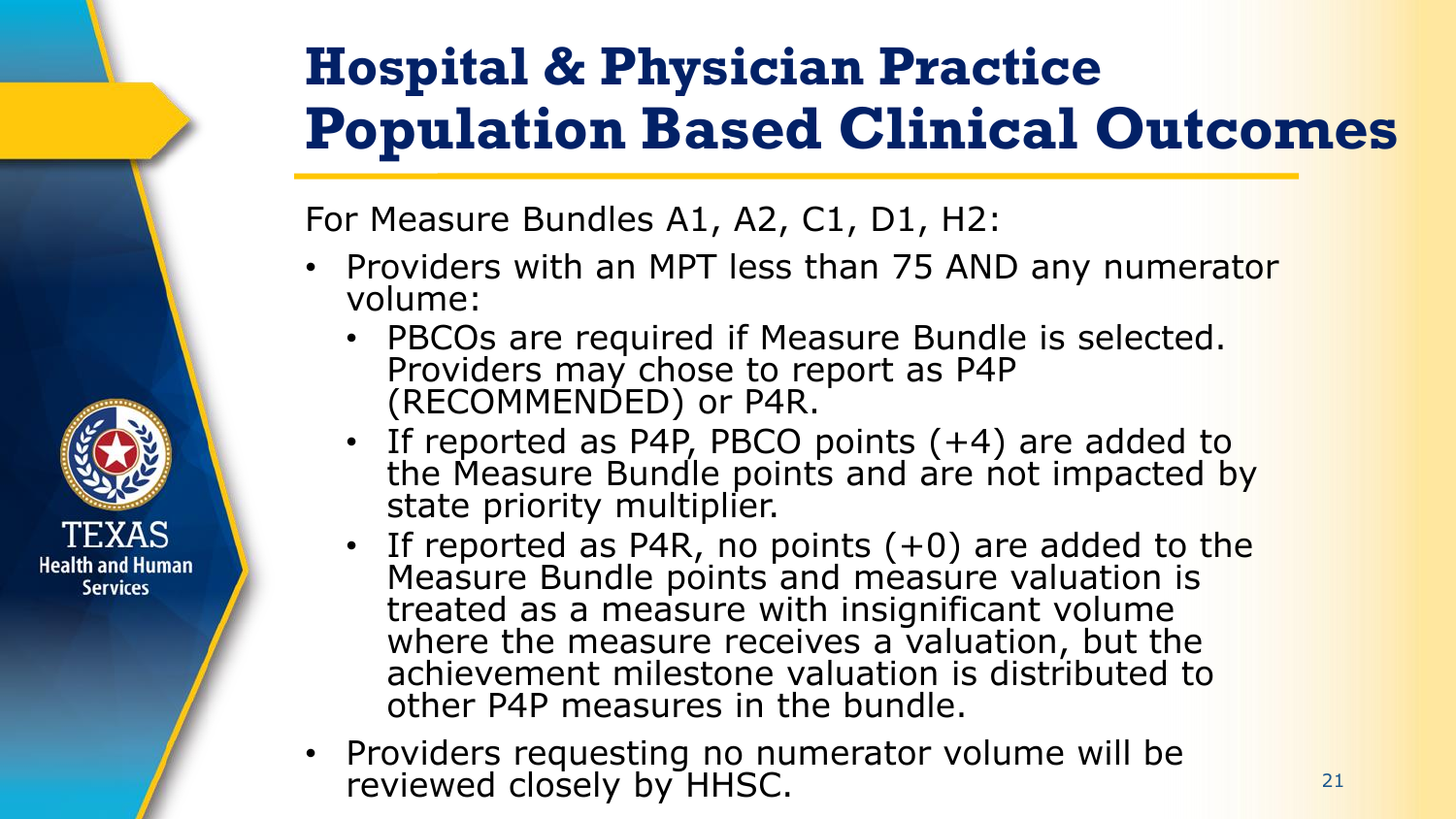# Hospital & Physician Practice Population Based Clinical Outcomes

For Measure Bundles A1, A2, C1, D1, H2:

- Providers with an MPT less than 75 AND any numerator volume:
  - PBCOs are required if Measure Bundle is selected. Providers may chose to report as P4P (RECOMMENDED) or P4R.
  - If reported as P4P, PBCO points (+4) are added to the Measure Bundle points and are not impacted by state priority multiplier.
  - If reported as P4R, no points (+0) are added to the Measure Bundle points and measure valuation is treated as a measure with insignificant volume where the measure receives a valuation, but the achievement milestone valuation is distributed to other P4P measures in the bundle.
- Providers requesting no numerator volume will be reviewed closely by HHSC.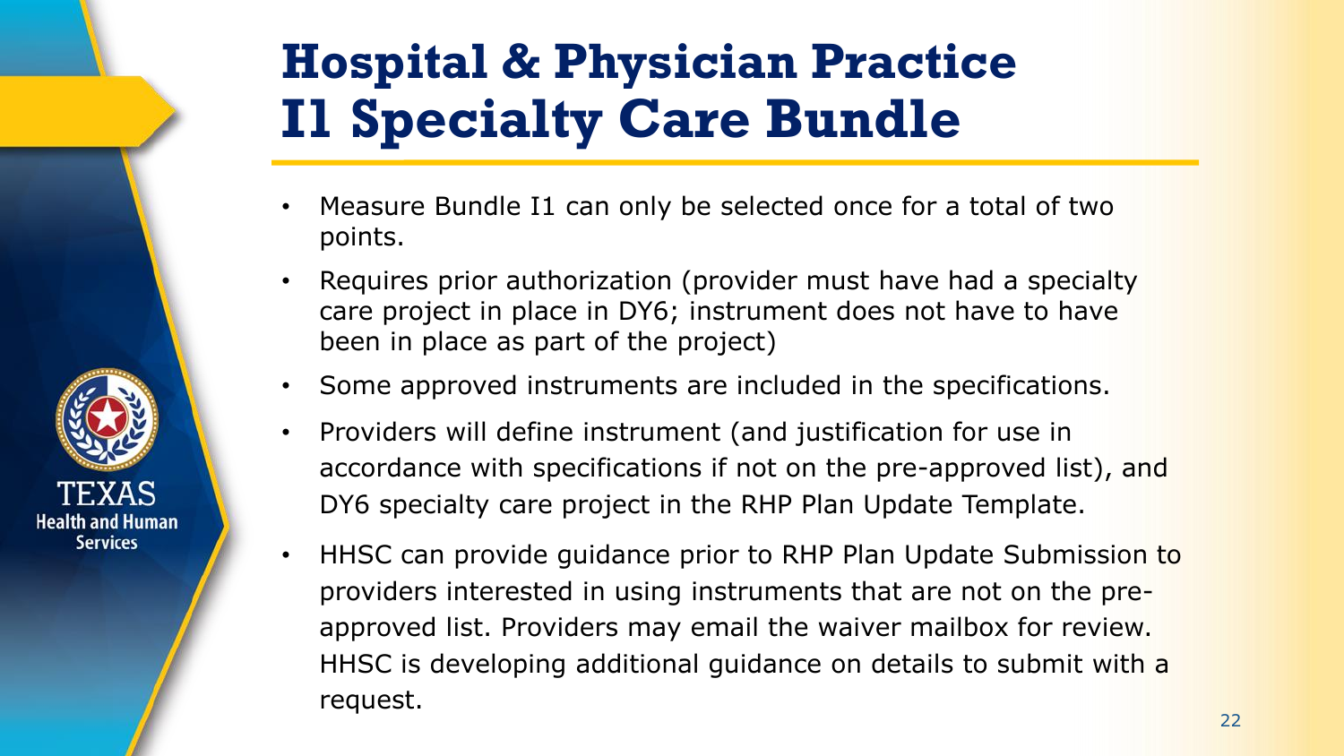# Hospital & Physician Practice I1 Specialty Care Bundle

- Measure Bundle I1 can only be selected once for a total of two points.
- Requires prior authorization (provider must have had a specialty care project in place in DY6; instrument does not have to have been in place as part of the project)
- Some approved instruments are included in the specifications.
- Providers will define instrument (and justification for use in accordance with specifications if not on the pre-approved list), and DY6 specialty care project in the RHP Plan Update Template.
- HHSC can provide guidance prior to RHP Plan Update Submission to providers interested in using instruments that are not on the pre-approved list. Providers may email the waiver mailbox for review. HHSC is developing additional guidance on details to submit with a request.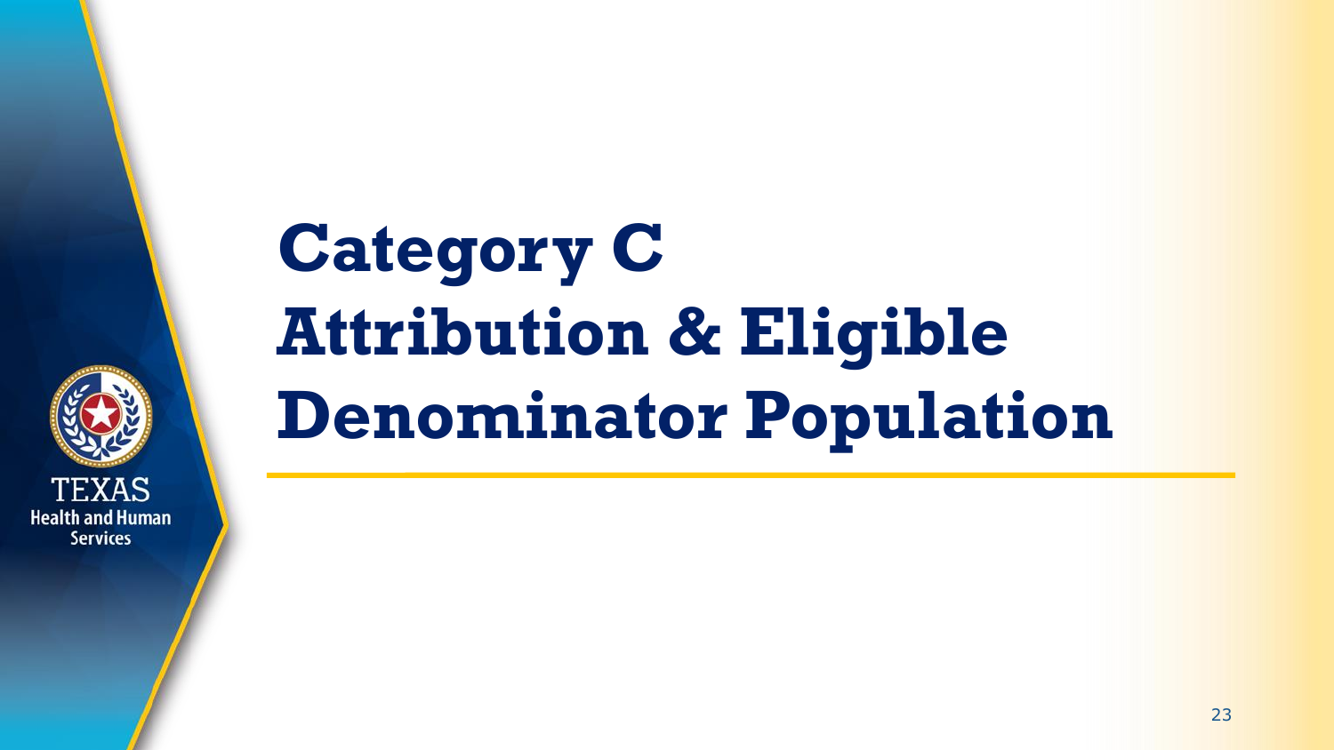# Category C Attribution & Eligible Denominator Population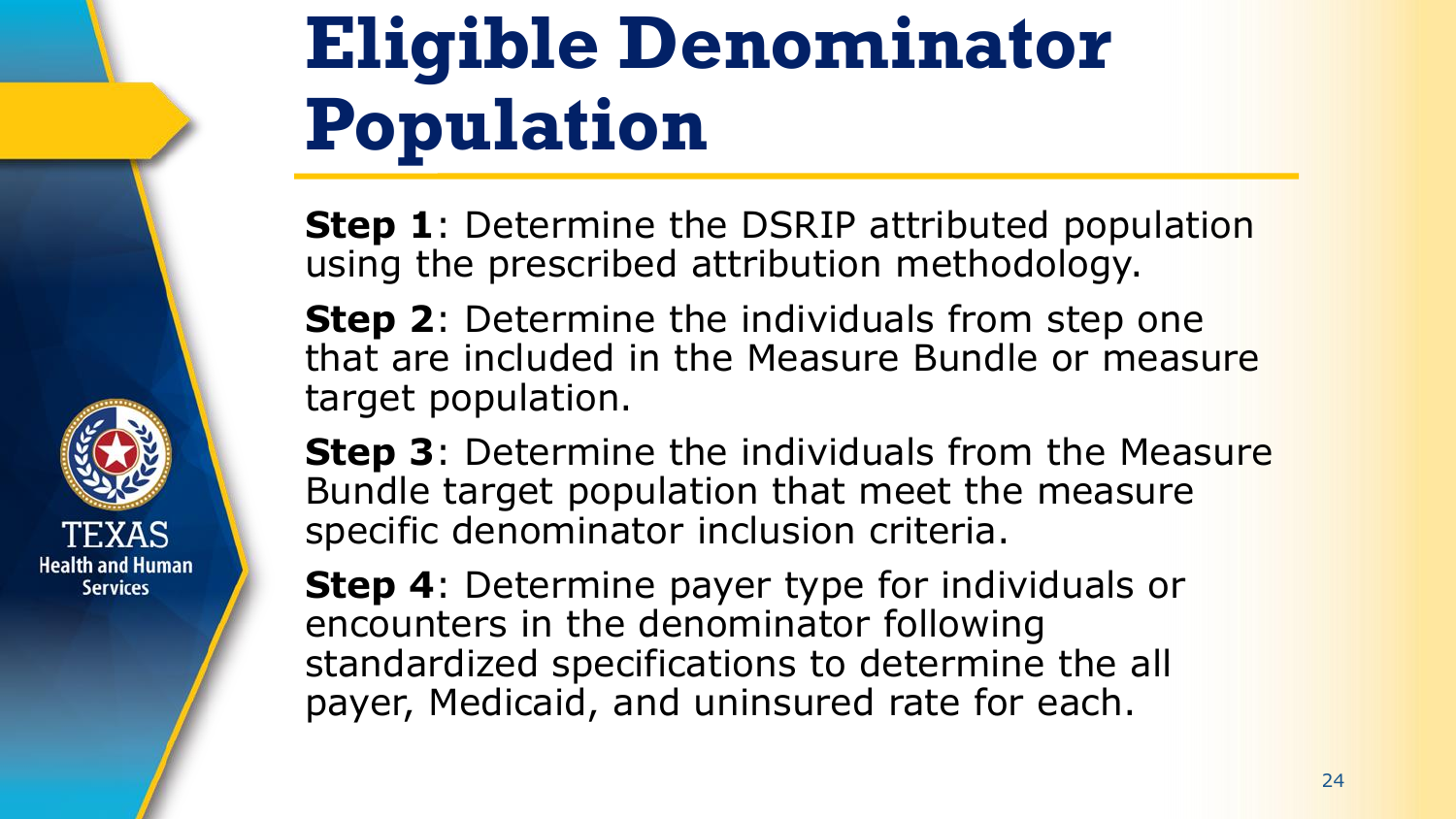# Eligible Denominator Population

**Step 1**: Determine the DSRIP attributed population using the prescribed attribution methodology.

**Step 2**: Determine the individuals from step one that are included in the Measure Bundle or measure target population.

**Step 3**: Determine the individuals from the Measure Bundle target population that meet the measure specific denominator inclusion criteria.

**Step 4**: Determine payer type for individuals or encounters in the denominator following standardized specifications to determine the all payer, Medicaid, and uninsured rate for each.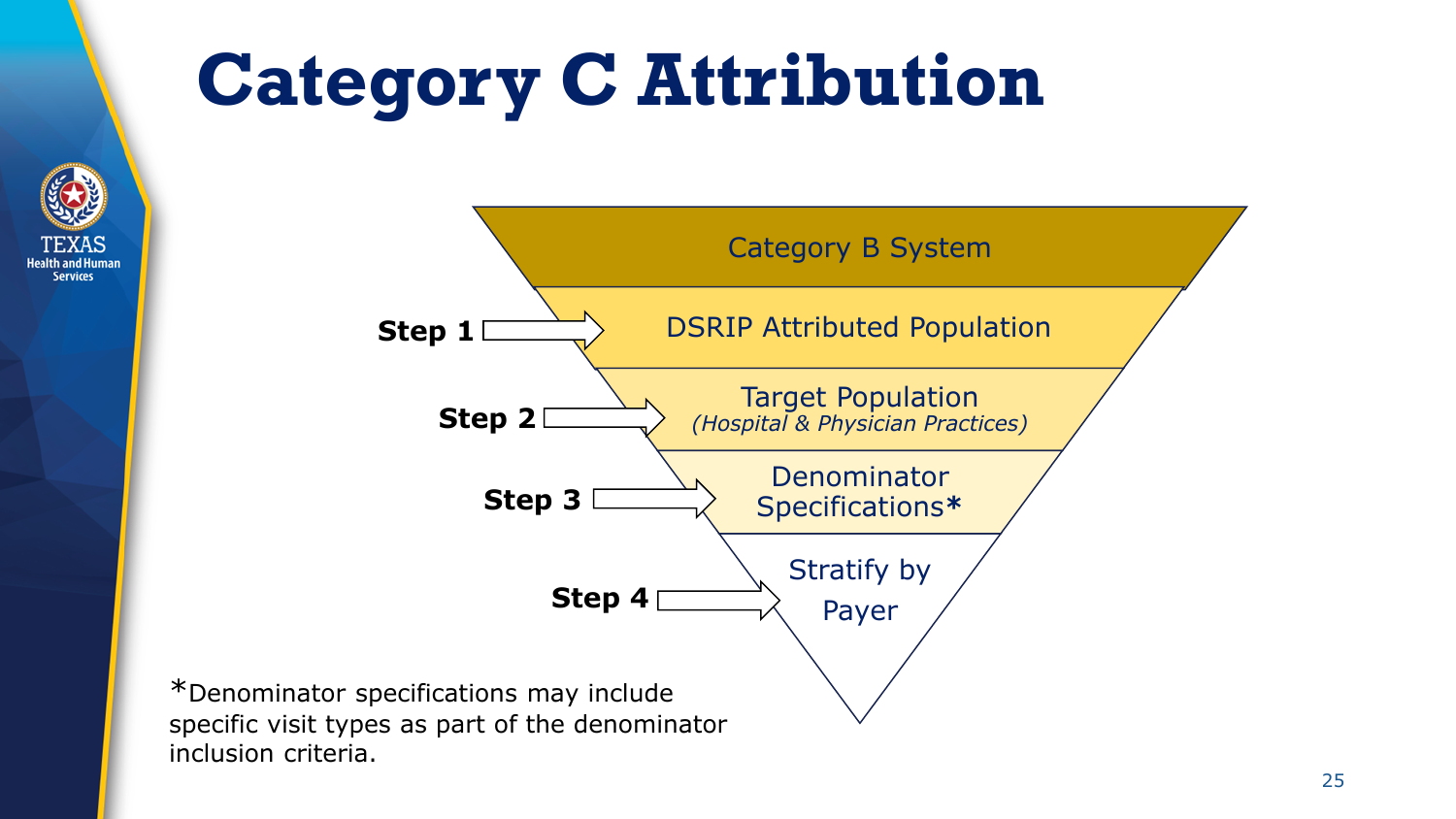# Category C Attribution

- Category B System
- Step 1 → DSRIP Attributed Population
- Step 2 → Target Population *(Hospital & Physician Practices)*
- Step 3 → Denominator Specifications*
- Step 4 → Stratify by Payer

*Denominator specifications may include specific visit types as part of the denominator inclusion criteria.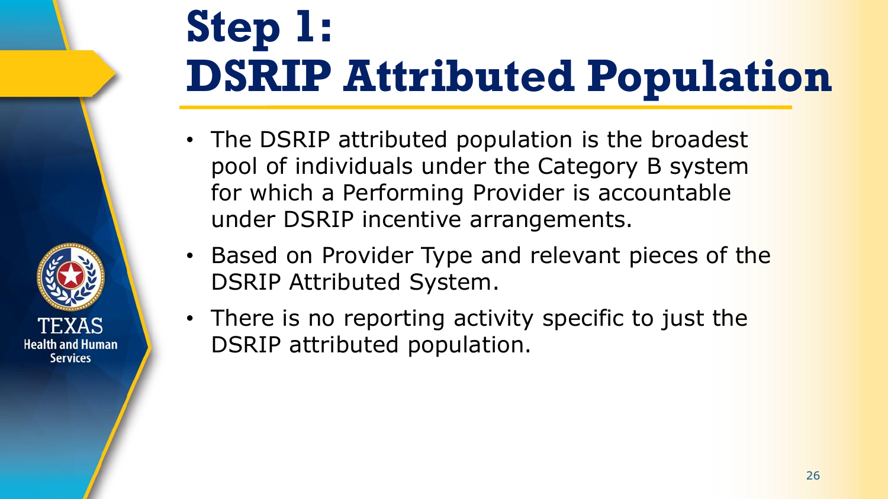# Step 1: DSRIP Attributed Population

- The DSRIP attributed population is the broadest pool of individuals under the Category B system for which a Performing Provider is accountable under DSRIP incentive arrangements.
- Based on Provider Type and relevant pieces of the DSRIP Attributed System.
- There is no reporting activity specific to just the DSRIP attributed population.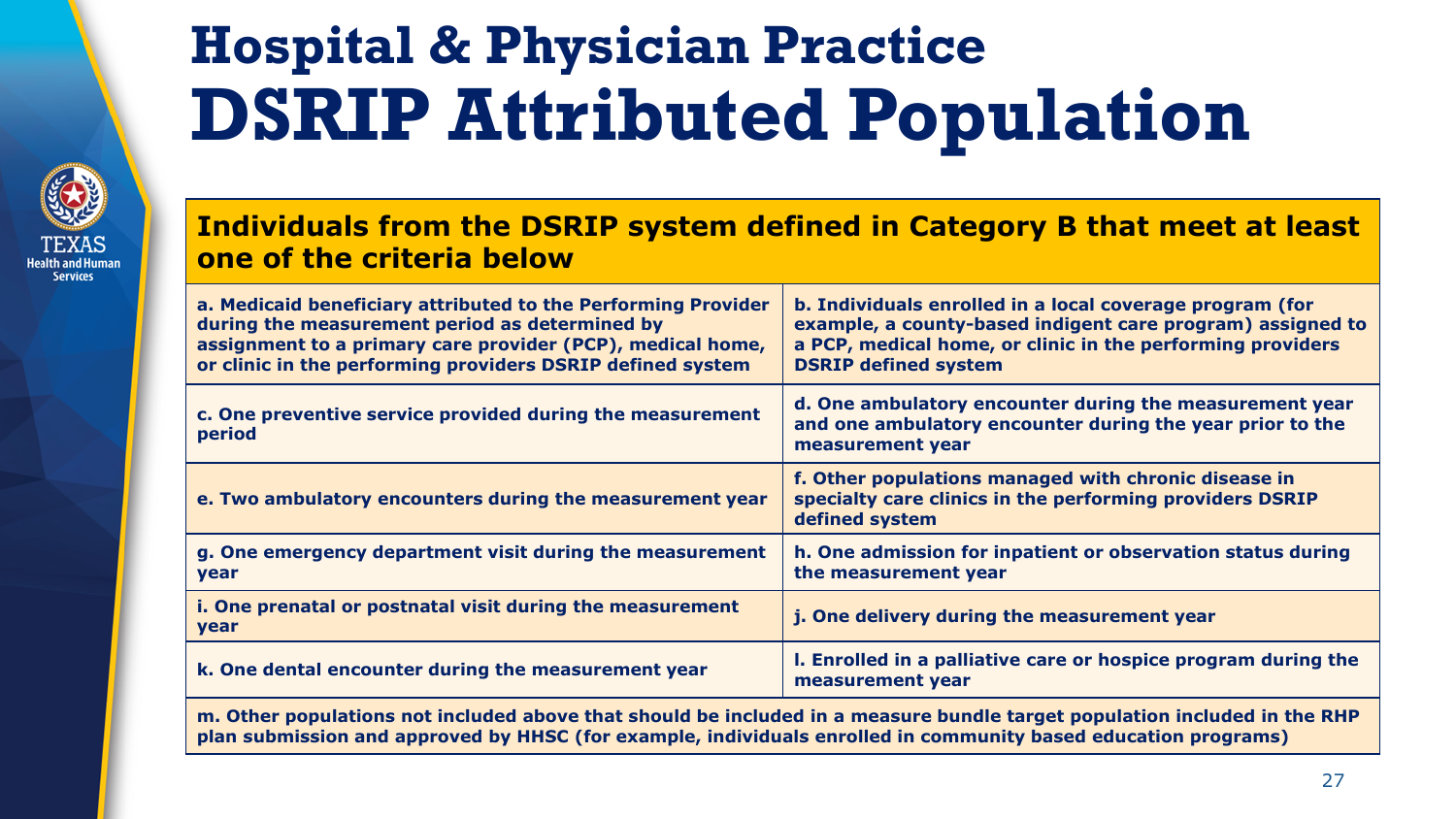# Hospital & Physician Practice DSRIP Attributed Population

**Individuals from the DSRIP system defined in Category B that meet at least one of the criteria below**

| | |
|---|---|
| **a. Medicaid beneficiary attributed to the Performing Provider during the measurement period as determined by assignment to a primary care provider (PCP), medical home, or clinic in the performing providers DSRIP defined system** | **b. Individuals enrolled in a local coverage program (for example, a county-based indigent care program) assigned to a PCP, medical home, or clinic in the performing providers DSRIP defined system** |
| **c. One preventive service provided during the measurement period** | **d. One ambulatory encounter during the measurement year and one ambulatory encounter during the year prior to the measurement year** |
| **e. Two ambulatory encounters during the measurement year** | **f. Other populations managed with chronic disease in specialty care clinics in the performing providers DSRIP defined system** |
| **g. One emergency department visit during the measurement year** | **h. One admission for inpatient or observation status during the measurement year** |
| **i. One prenatal or postnatal visit during the measurement year** | **j. One delivery during the measurement year** |
| **k. One dental encounter during the measurement year** | **l. Enrolled in a palliative care or hospice program during the measurement year** |
| **m. Other populations not included above that should be included in a measure bundle target population included in the RHP plan submission and approved by HHSC (for example, individuals enrolled in community based education programs)** | |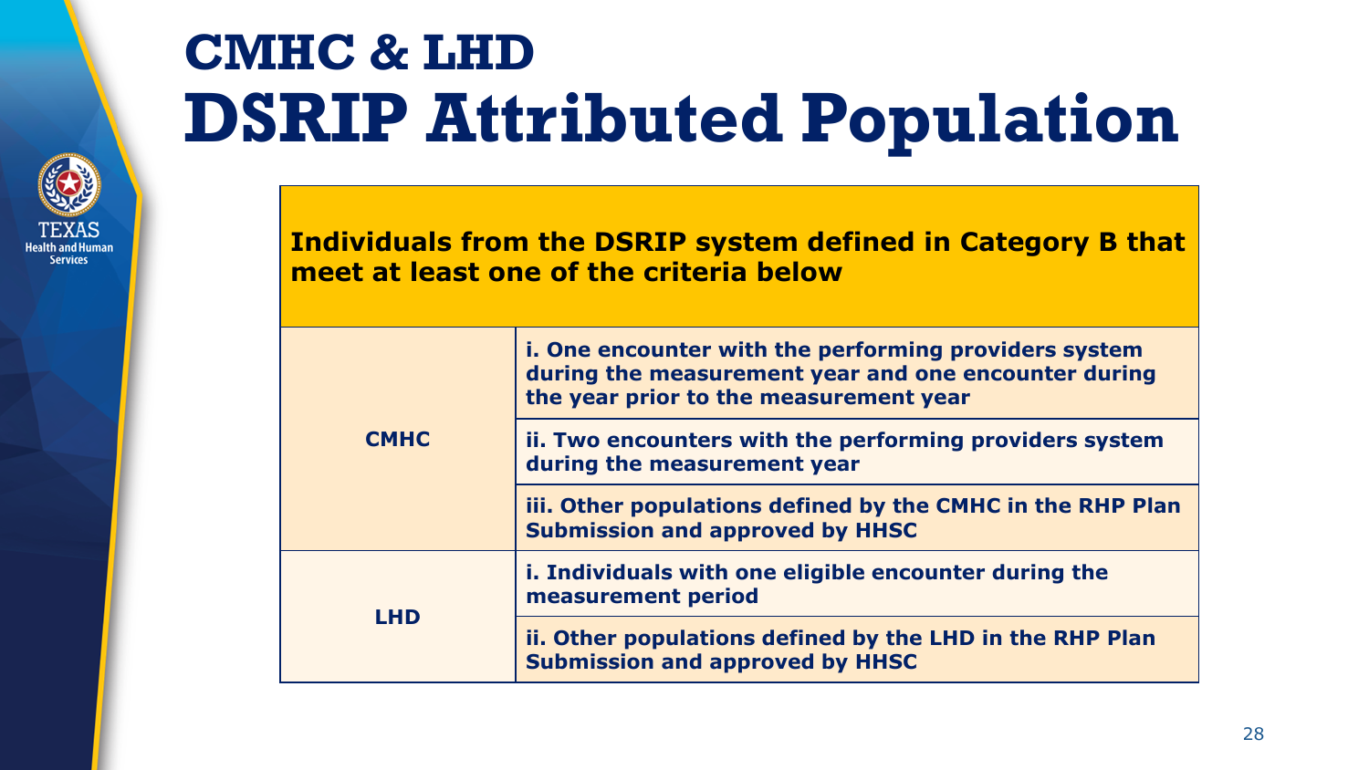# CMHC & LHD DSRIP Attributed Population

| Individuals from the DSRIP system defined in Category B that meet at least one of the criteria below | |
|---|---|
| **CMHC** | **i. One encounter with the performing providers system during the measurement year and one encounter during the year prior to the measurement year** |
| | **ii. Two encounters with the performing providers system during the measurement year** |
| | **iii. Other populations defined by the CMHC in the RHP Plan Submission and approved by HHSC** |
| **LHD** | **i. Individuals with one eligible encounter during the measurement period** |
| | **ii. Other populations defined by the LHD in the RHP Plan Submission and approved by HHSC** |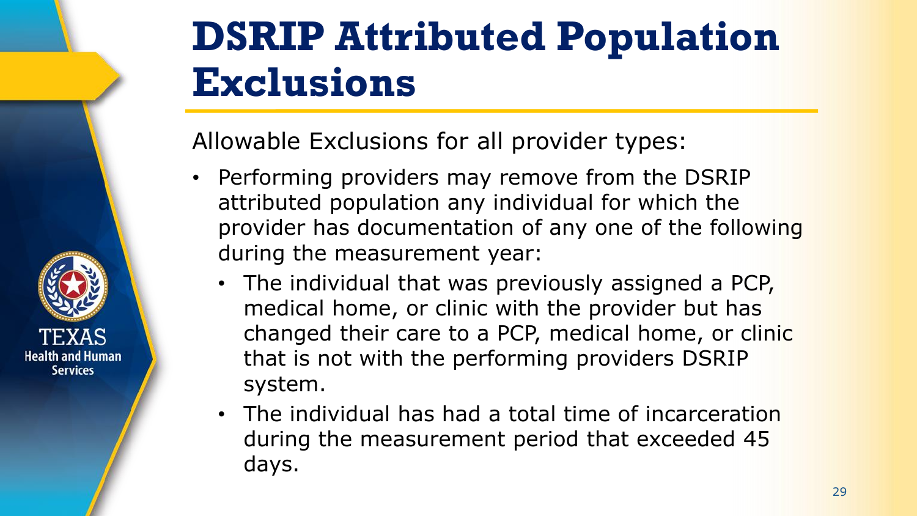# DSRIP Attributed Population Exclusions

Allowable Exclusions for all provider types:

- Performing providers may remove from the DSRIP attributed population any individual for which the provider has documentation of any one of the following during the measurement year:
  - The individual that was previously assigned a PCP, medical home, or clinic with the provider but has changed their care to a PCP, medical home, or clinic that is not with the performing providers DSRIP system.
  - The individual has had a total time of incarceration during the measurement period that exceeded 45 days.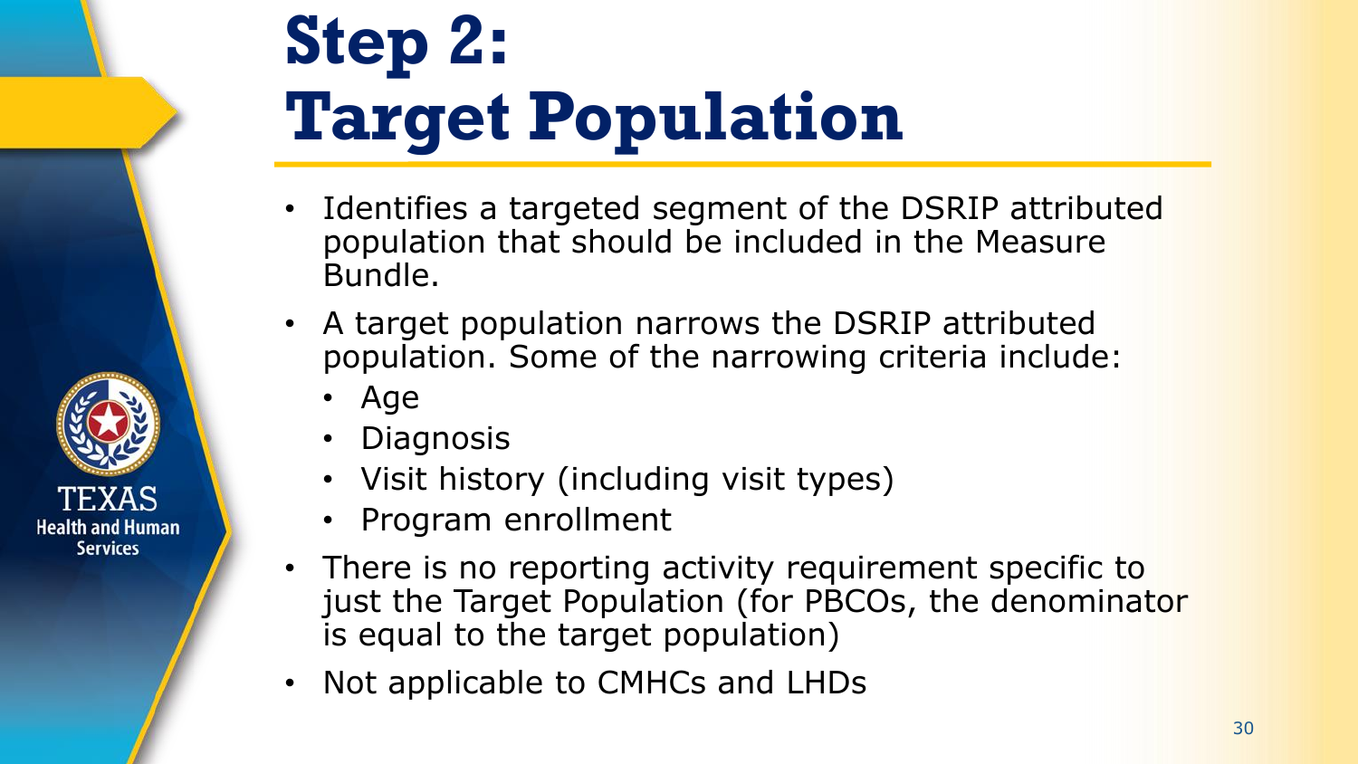# Step 2: Target Population

- Identifies a targeted segment of the DSRIP attributed population that should be included in the Measure Bundle.
- A target population narrows the DSRIP attributed population. Some of the narrowing criteria include:
  - Age
  - Diagnosis
  - Visit history (including visit types)
  - Program enrollment
- There is no reporting activity requirement specific to just the Target Population (for PBCOs, the denominator is equal to the target population)
- Not applicable to CMHCs and LHDs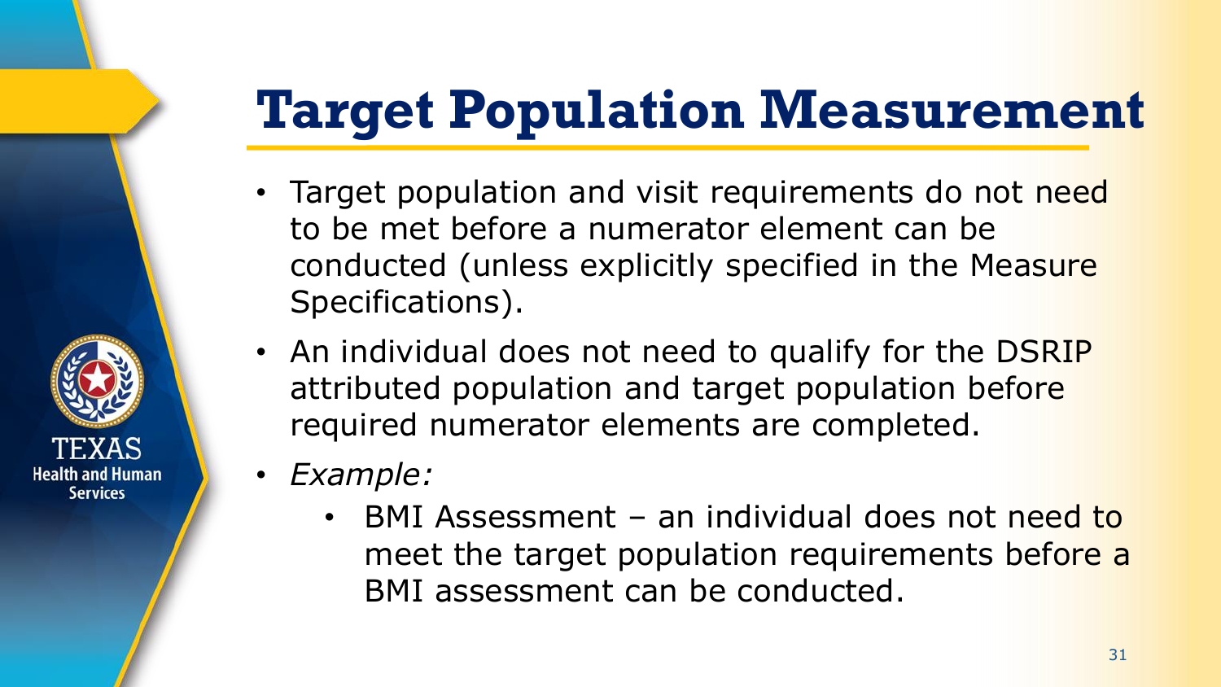# Target Population Measurement

- Target population and visit requirements do not need to be met before a numerator element can be conducted (unless explicitly specified in the Measure Specifications).
- An individual does not need to qualify for the DSRIP attributed population and target population before required numerator elements are completed.
- *Example:*
  - BMI Assessment – an individual does not need to meet the target population requirements before a BMI assessment can be conducted.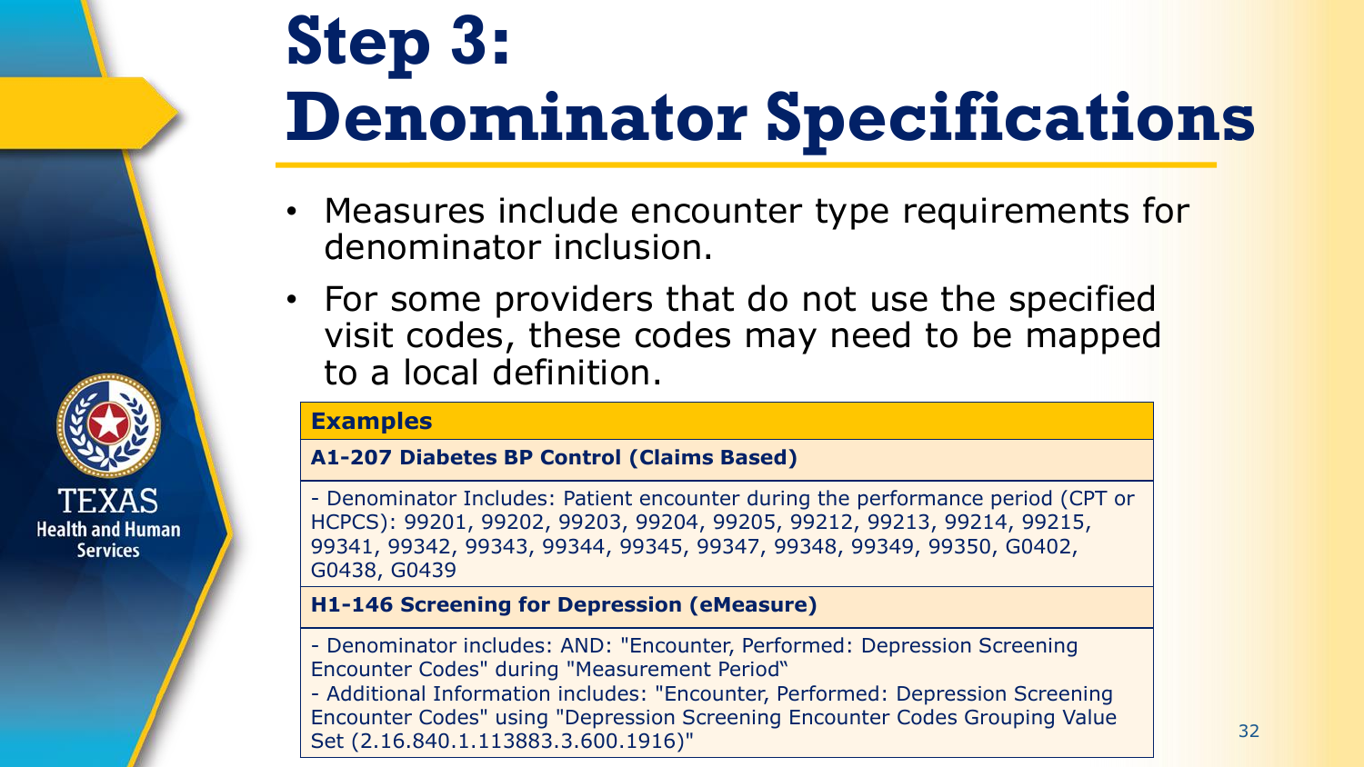# Step 3: Denominator Specifications

- Measures include encounter type requirements for denominator inclusion.
- For some providers that do not use the specified visit codes, these codes may need to be mapped to a local definition.

| Examples |
|---|
| **A1-207 Diabetes BP Control (Claims Based)** |
| - Denominator Includes: Patient encounter during the performance period (CPT or HCPCS): 99201, 99202, 99203, 99204, 99205, 99212, 99213, 99214, 99215, 99341, 99342, 99343, 99344, 99345, 99347, 99348, 99349, 99350, G0402, G0438, G0439 |
| **H1-146 Screening for Depression (eMeasure)** |
| - Denominator includes: AND: "Encounter, Performed: Depression Screening Encounter Codes" during "Measurement Period" <br> - Additional Information includes: "Encounter, Performed: Depression Screening Encounter Codes" using "Depression Screening Encounter Codes Grouping Value Set (2.16.840.1.113883.3.600.1916)" |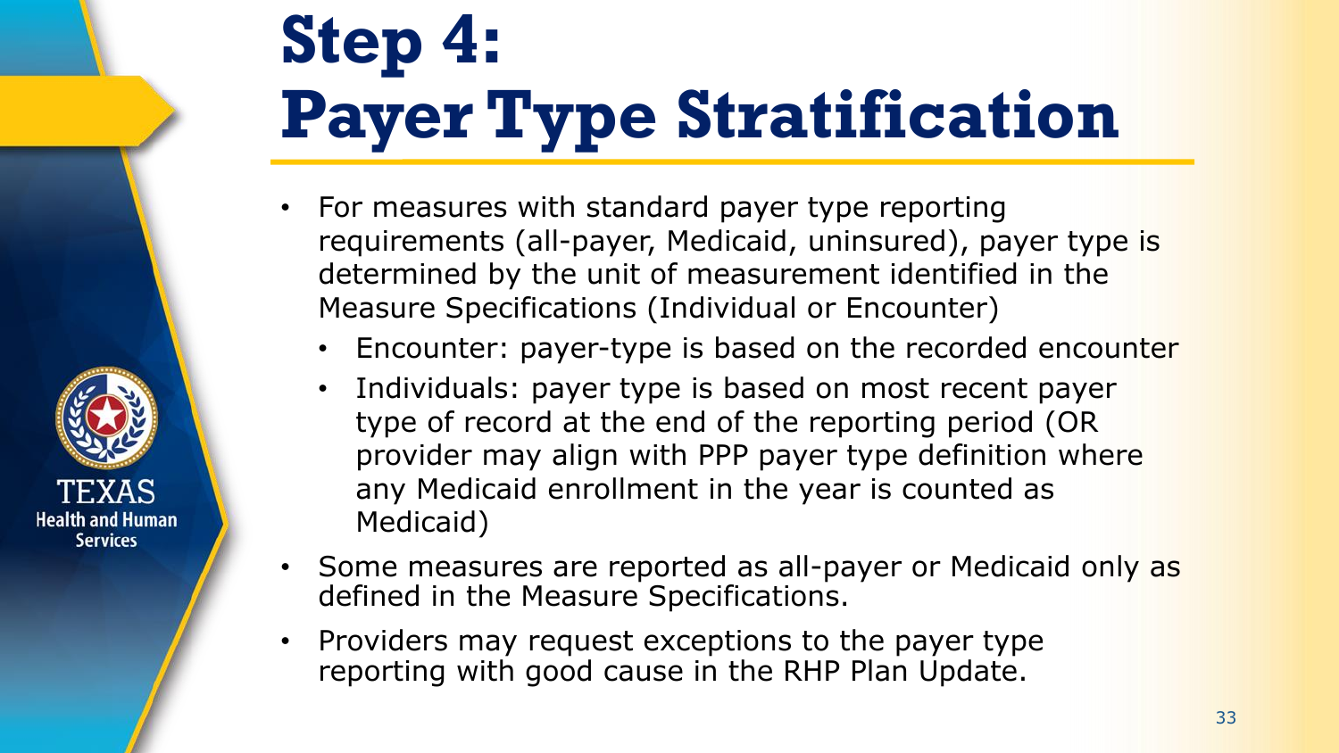# Step 4: Payer Type Stratification

- For measures with standard payer type reporting requirements (all-payer, Medicaid, uninsured), payer type is determined by the unit of measurement identified in the Measure Specifications (Individual or Encounter)
  - Encounter: payer-type is based on the recorded encounter
  - Individuals: payer type is based on most recent payer type of record at the end of the reporting period (OR provider may align with PPP payer type definition where any Medicaid enrollment in the year is counted as Medicaid)
- Some measures are reported as all-payer or Medicaid only as defined in the Measure Specifications.
- Providers may request exceptions to the payer type reporting with good cause in the RHP Plan Update.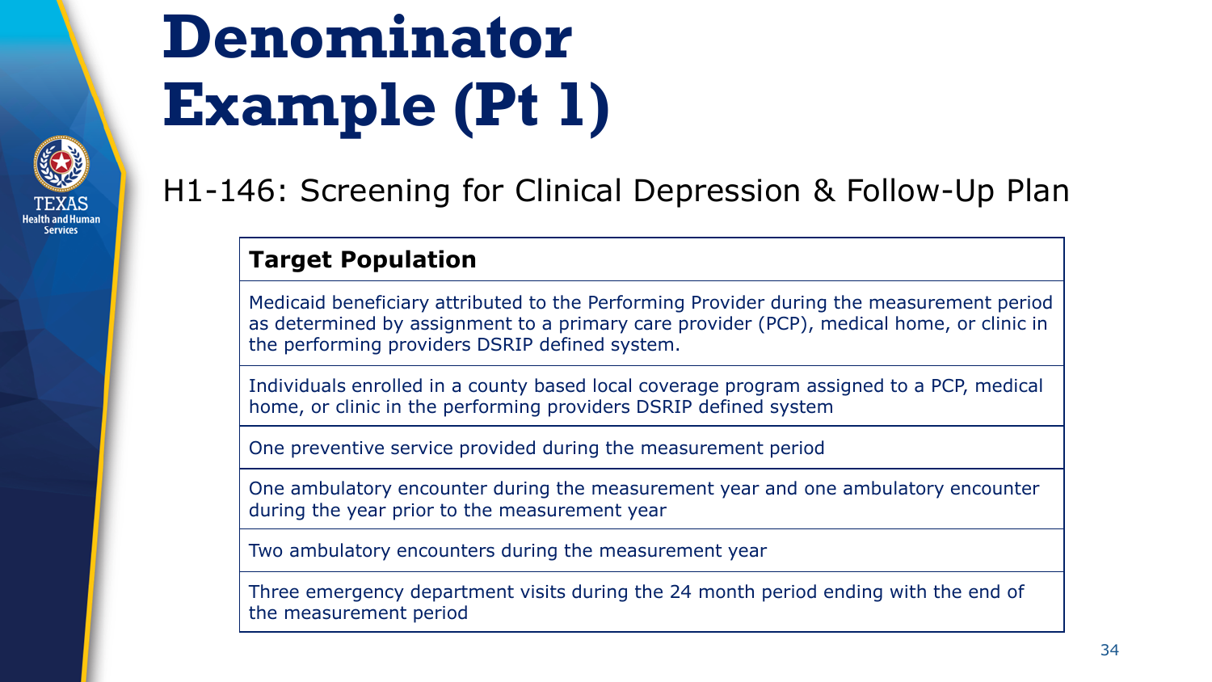# Denominator Example (Pt 1)

H1-146: Screening for Clinical Depression & Follow-Up Plan

| Target Population |
| --- |
| Medicaid beneficiary attributed to the Performing Provider during the measurement period as determined by assignment to a primary care provider (PCP), medical home, or clinic in the performing providers DSRIP defined system. |
| Individuals enrolled in a county based local coverage program assigned to a PCP, medical home, or clinic in the performing providers DSRIP defined system |
| One preventive service provided during the measurement period |
| One ambulatory encounter during the measurement year and one ambulatory encounter during the year prior to the measurement year |
| Two ambulatory encounters during the measurement year |
| Three emergency department visits during the 24 month period ending with the end of the measurement period |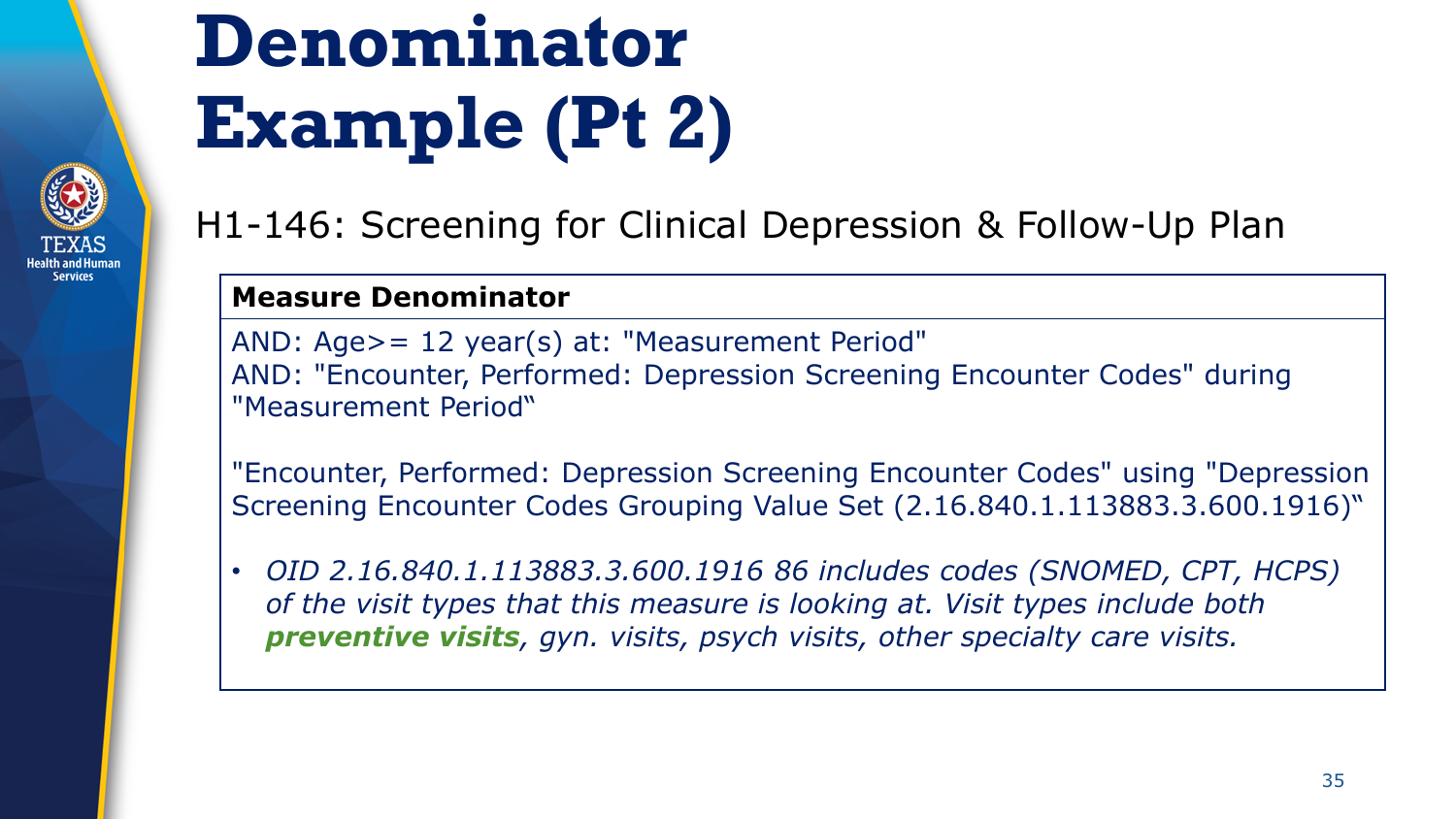# Denominator Example (Pt 2)

H1-146: Screening for Clinical Depression & Follow-Up Plan

**Measure Denominator**

AND: Age>= 12 year(s) at: "Measurement Period"
AND: "Encounter, Performed: Depression Screening Encounter Codes" during "Measurement Period‟

"Encounter, Performed: Depression Screening Encounter Codes" using "Depression Screening Encounter Codes Grouping Value Set (2.16.840.1.113883.3.600.1916)‟

- *OID 2.16.840.1.113883.3.600.1916 86 includes codes (SNOMED, CPT, HCPS) of the visit types that this measure is looking at. Visit types include both **preventive visits**, gyn. visits, psych visits, other specialty care visits.*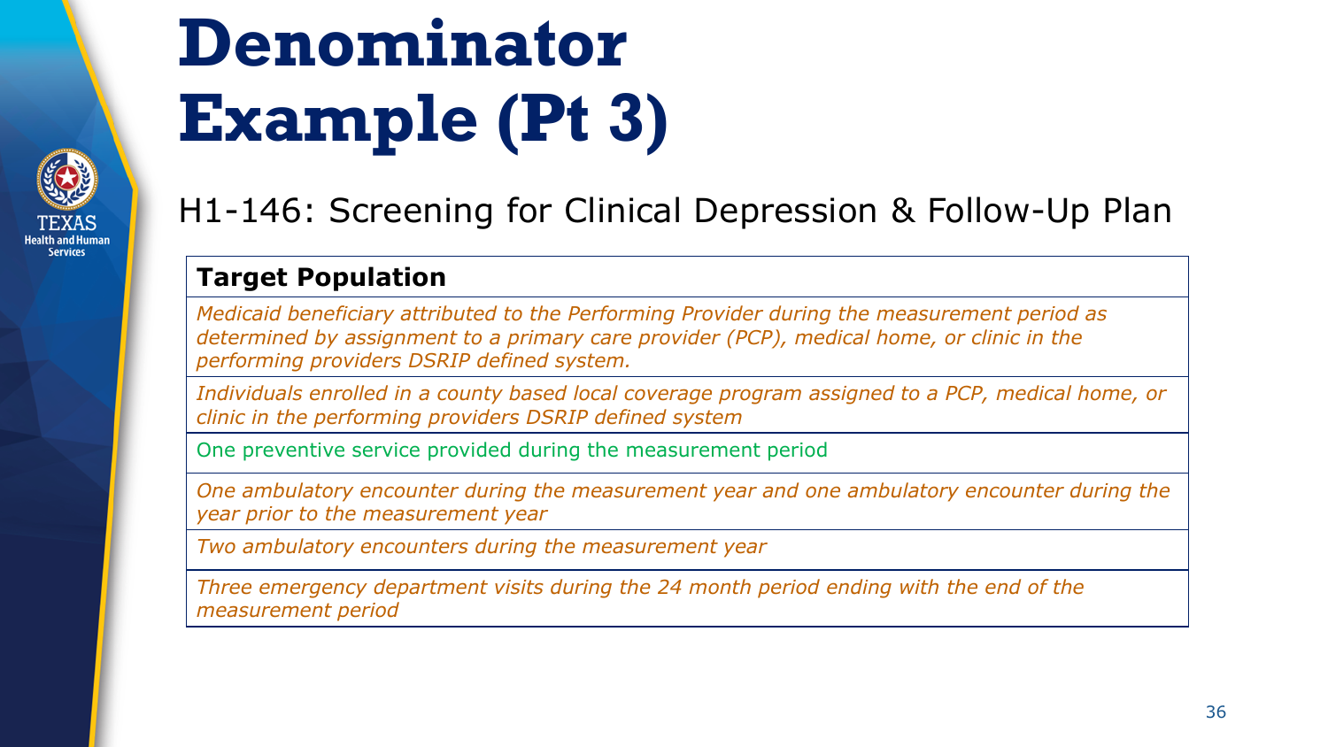# Denominator Example (Pt 3)

H1-146: Screening for Clinical Depression & Follow-Up Plan

| Target Population |
|---|
| *Medicaid beneficiary attributed to the Performing Provider during the measurement period as determined by assignment to a primary care provider (PCP), medical home, or clinic in the performing providers DSRIP defined system.* |
| *Individuals enrolled in a county based local coverage program assigned to a PCP, medical home, or clinic in the performing providers DSRIP defined system* |
| One preventive service provided during the measurement period |
| *One ambulatory encounter during the measurement year and one ambulatory encounter during the year prior to the measurement year* |
| *Two ambulatory encounters during the measurement year* |
| *Three emergency department visits during the 24 month period ending with the end of the measurement period* |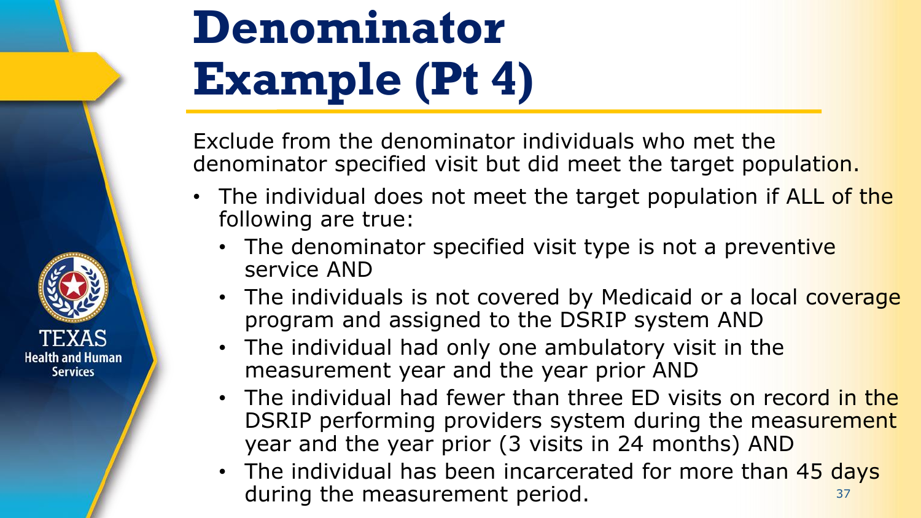# Denominator Example (Pt 4)

Exclude from the denominator individuals who met the denominator specified visit but did meet the target population.

- The individual does not meet the target population if ALL of the following are true:
  - The denominator specified visit type is not a preventive service AND
  - The individuals is not covered by Medicaid or a local coverage program and assigned to the DSRIP system AND
  - The individual had only one ambulatory visit in the measurement year and the year prior AND
  - The individual had fewer than three ED visits on record in the DSRIP performing providers system during the measurement year and the year prior (3 visits in 24 months) AND
  - The individual has been incarcerated for more than 45 days during the measurement period.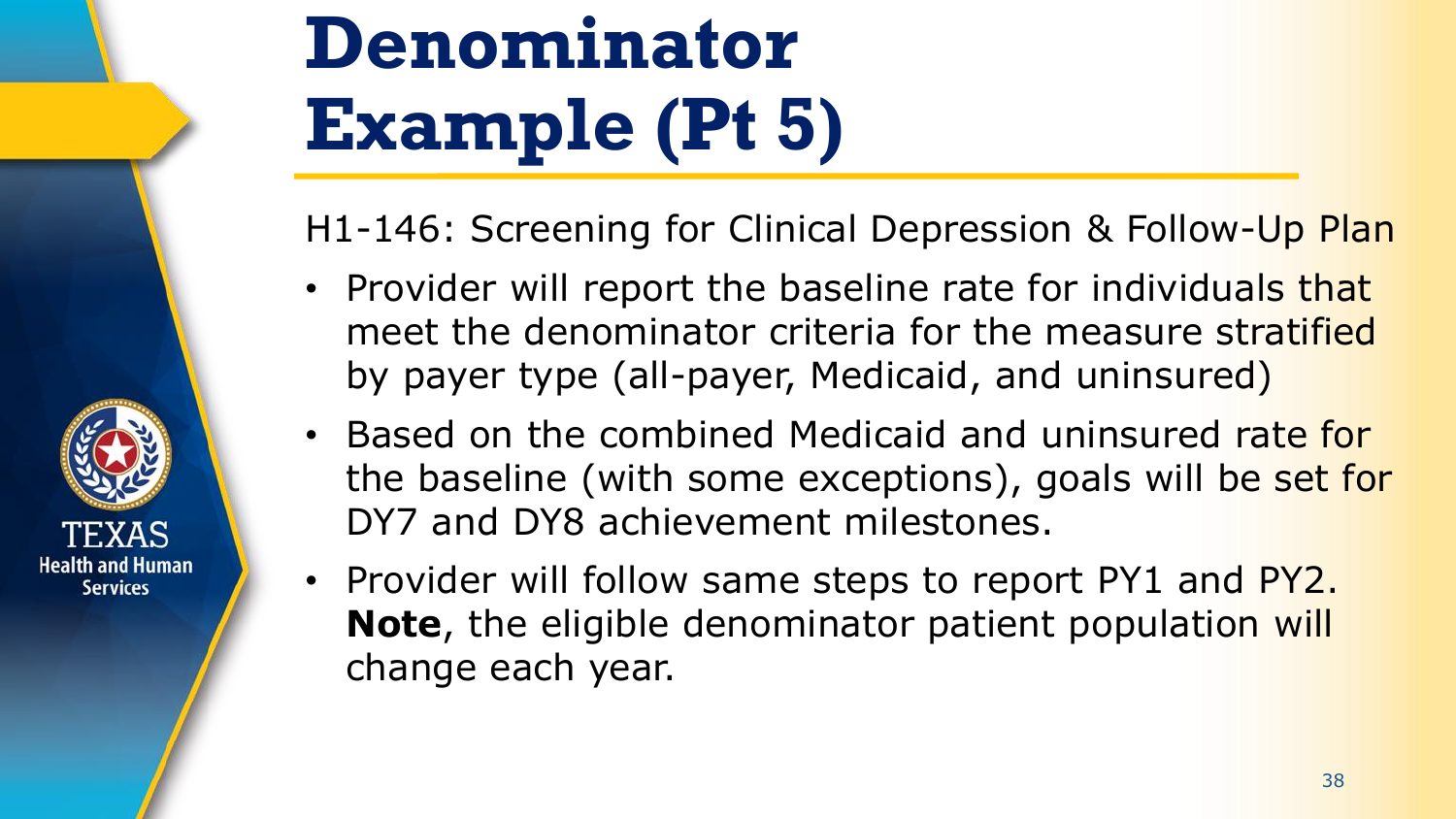# Denominator Example (Pt 5)

H1-146: Screening for Clinical Depression & Follow-Up Plan

- Provider will report the baseline rate for individuals that meet the denominator criteria for the measure stratified by payer type (all-payer, Medicaid, and uninsured)
- Based on the combined Medicaid and uninsured rate for the baseline (with some exceptions), goals will be set for DY7 and DY8 achievement milestones.
- Provider will follow same steps to report PY1 and PY2. **Note**, the eligible denominator patient population will change each year.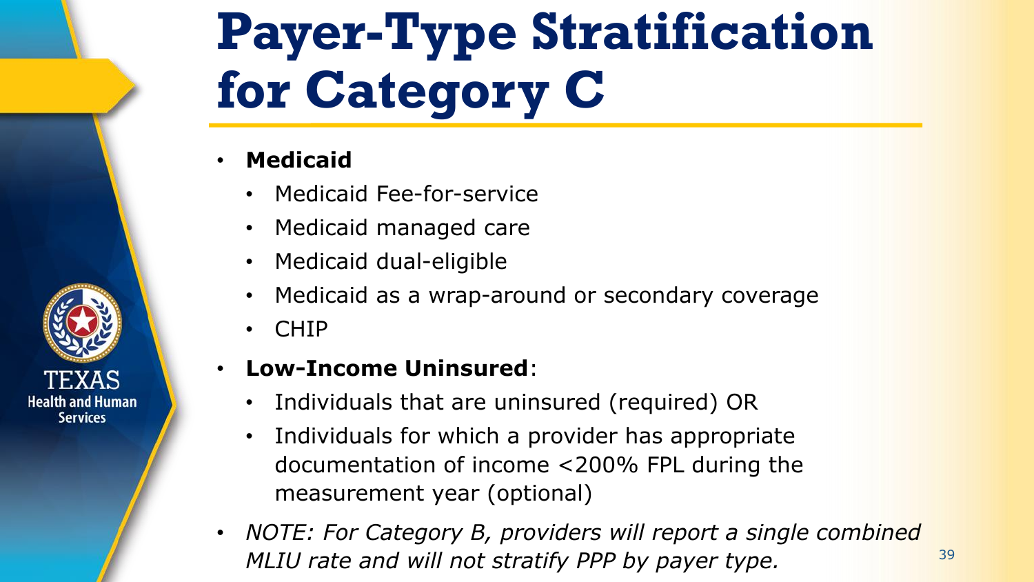# Payer-Type Stratification for Category C

- **Medicaid**
  - Medicaid Fee-for-service
  - Medicaid managed care
  - Medicaid dual-eligible
  - Medicaid as a wrap-around or secondary coverage
  - CHIP
- **Low-Income Uninsured**:
  - Individuals that are uninsured (required) OR
  - Individuals for which a provider has appropriate documentation of income <200% FPL during the measurement year (optional)
- *NOTE: For Category B, providers will report a single combined MLIU rate and will not stratify PPP by payer type.*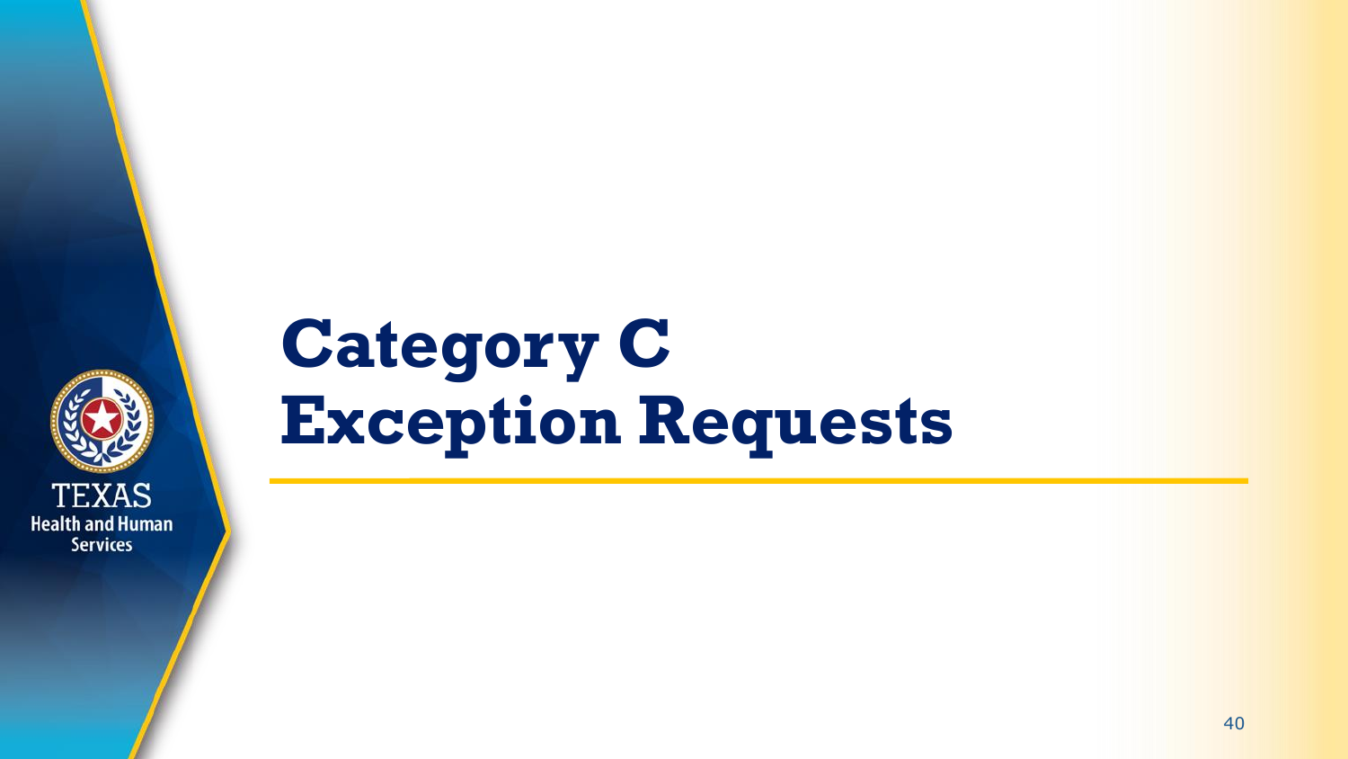# Category C Exception Requests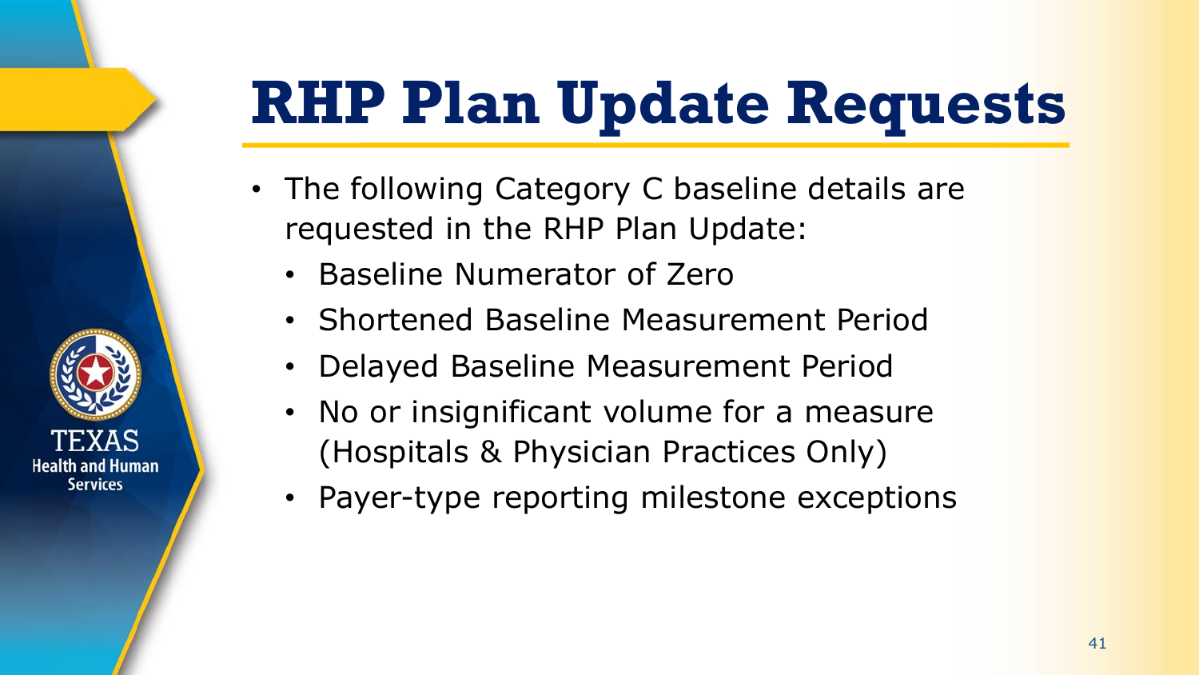# RHP Plan Update Requests

- The following Category C baseline details are requested in the RHP Plan Update:
  - Baseline Numerator of Zero
  - Shortened Baseline Measurement Period
  - Delayed Baseline Measurement Period
  - No or insignificant volume for a measure (Hospitals & Physician Practices Only)
  - Payer-type reporting milestone exceptions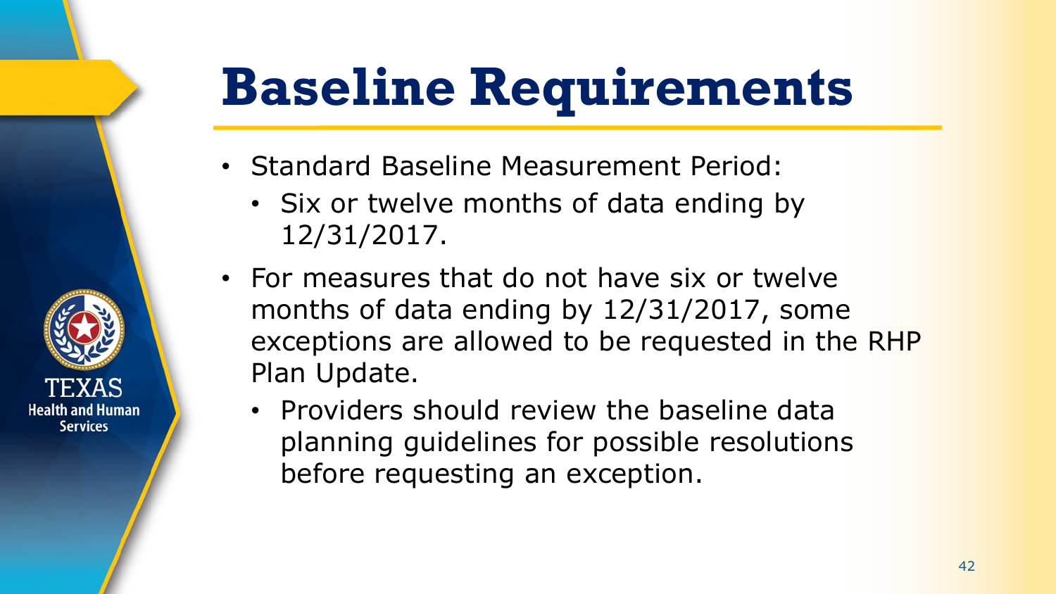# Baseline Requirements

- Standard Baseline Measurement Period:
  - Six or twelve months of data ending by 12/31/2017.
- For measures that do not have six or twelve months of data ending by 12/31/2017, some exceptions are allowed to be requested in the RHP Plan Update.
  - Providers should review the baseline data planning guidelines for possible resolutions before requesting an exception.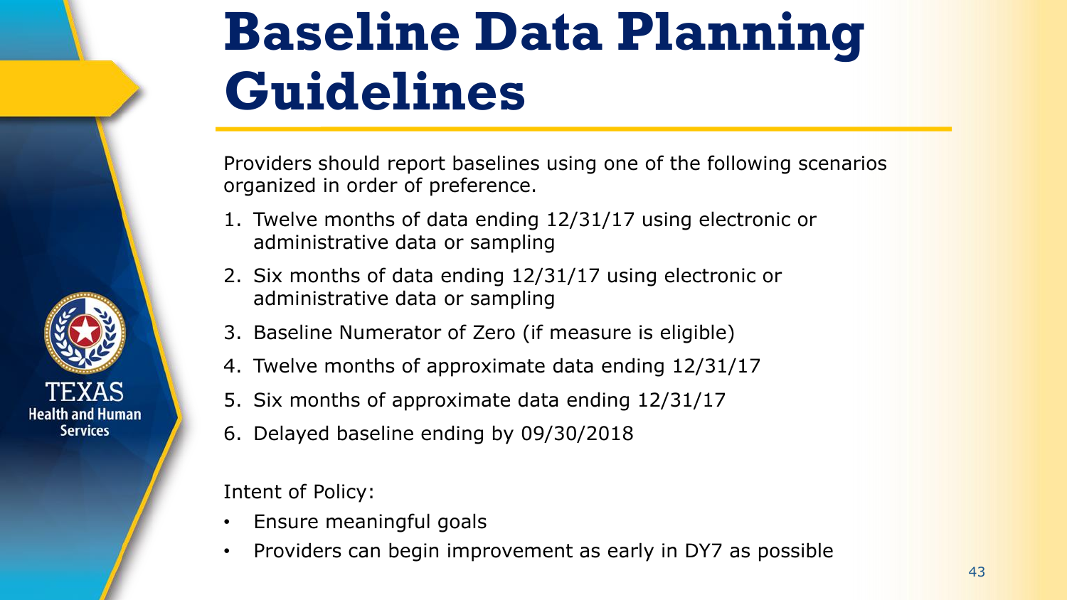# Baseline Data Planning Guidelines

Providers should report baselines using one of the following scenarios organized in order of preference.

1. Twelve months of data ending 12/31/17 using electronic or administrative data or sampling
2. Six months of data ending 12/31/17 using electronic or administrative data or sampling
3. Baseline Numerator of Zero (if measure is eligible)
4. Twelve months of approximate data ending 12/31/17
5. Six months of approximate data ending 12/31/17
6. Delayed baseline ending by 09/30/2018

Intent of Policy:

- Ensure meaningful goals
- Providers can begin improvement as early in DY7 as possible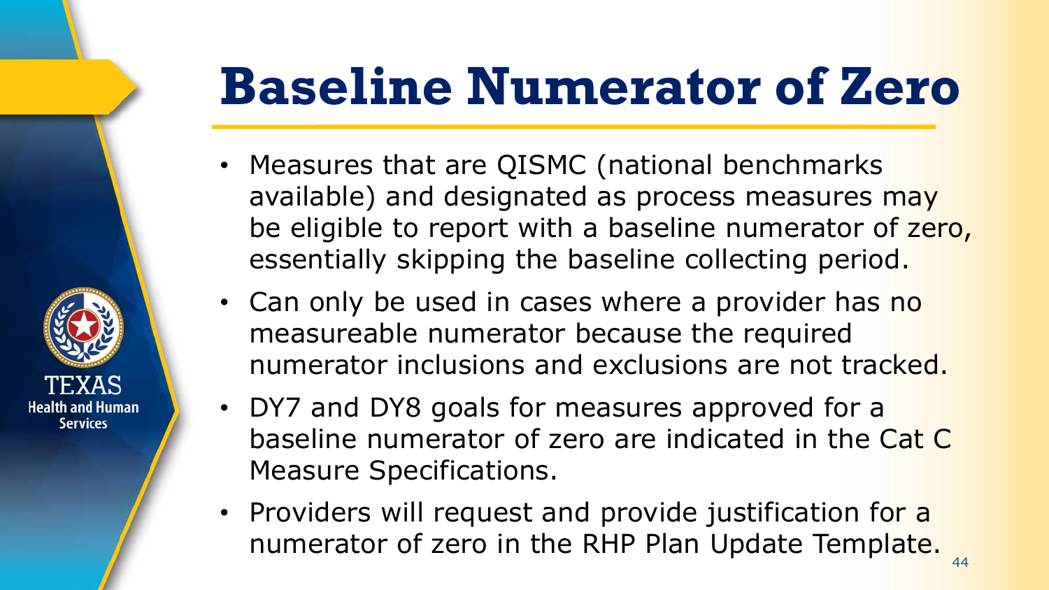# Baseline Numerator of Zero

- Measures that are QISMC (national benchmarks available) and designated as process measures may be eligible to report with a baseline numerator of zero, essentially skipping the baseline collecting period.
- Can only be used in cases where a provider has no measureable numerator because the required numerator inclusions and exclusions are not tracked.
- DY7 and DY8 goals for measures approved for a baseline numerator of zero are indicated in the Cat C Measure Specifications.
- Providers will request and provide justification for a numerator of zero in the RHP Plan Update Template.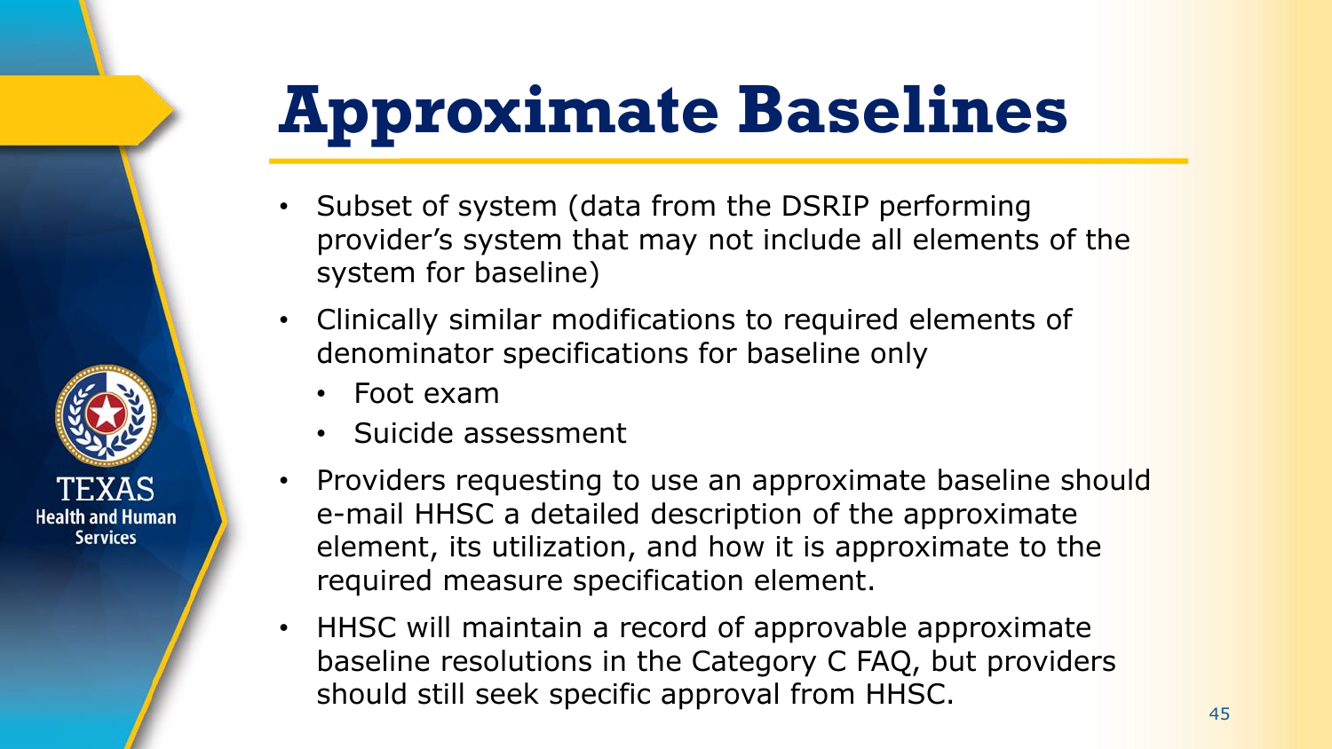# Approximate Baselines

- Subset of system (data from the DSRIP performing provider's system that may not include all elements of the system for baseline)
- Clinically similar modifications to required elements of denominator specifications for baseline only
  - Foot exam
  - Suicide assessment
- Providers requesting to use an approximate baseline should e-mail HHSC a detailed description of the approximate element, its utilization, and how it is approximate to the required measure specification element.
- HHSC will maintain a record of approvable approximate baseline resolutions in the Category C FAQ, but providers should still seek specific approval from HHSC.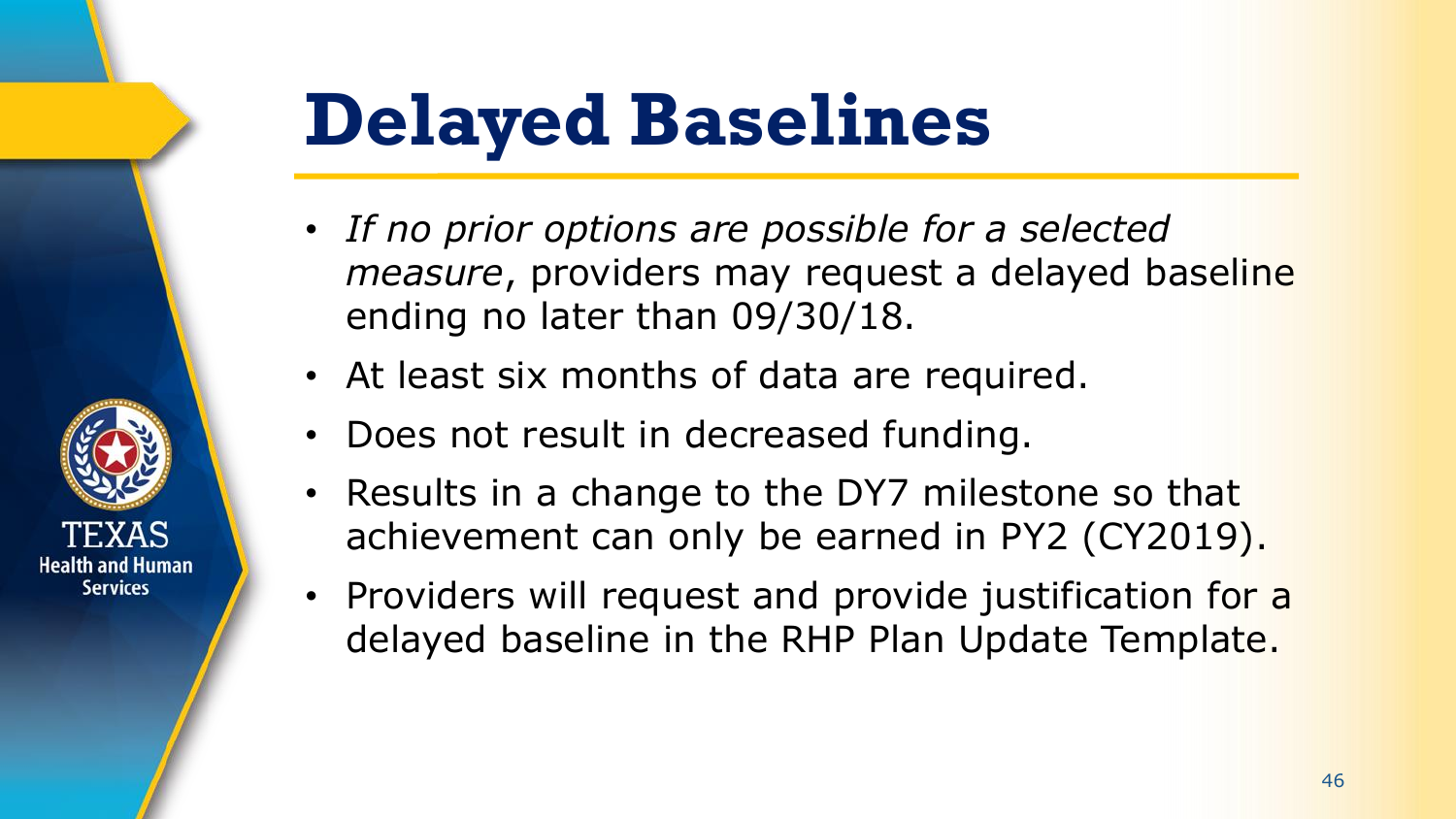# Delayed Baselines

- *If no prior options are possible for a selected measure*, providers may request a delayed baseline ending no later than 09/30/18.
- At least six months of data are required.
- Does not result in decreased funding.
- Results in a change to the DY7 milestone so that achievement can only be earned in PY2 (CY2019).
- Providers will request and provide justification for a delayed baseline in the RHP Plan Update Template.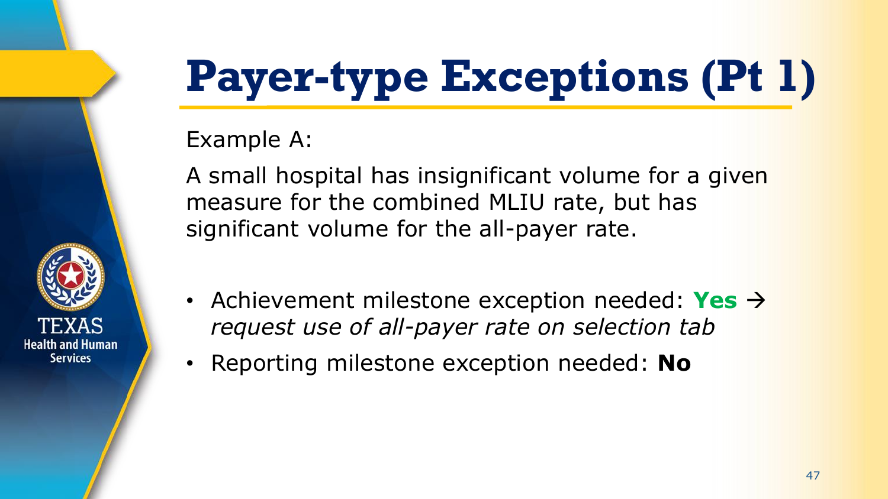# Payer-type Exceptions (Pt 1)

Example A:

A small hospital has insignificant volume for a given measure for the combined MLIU rate, but has significant volume for the all-payer rate.

- Achievement milestone exception needed: **Yes** → *request use of all-payer rate on selection tab*
- Reporting milestone exception needed: **No**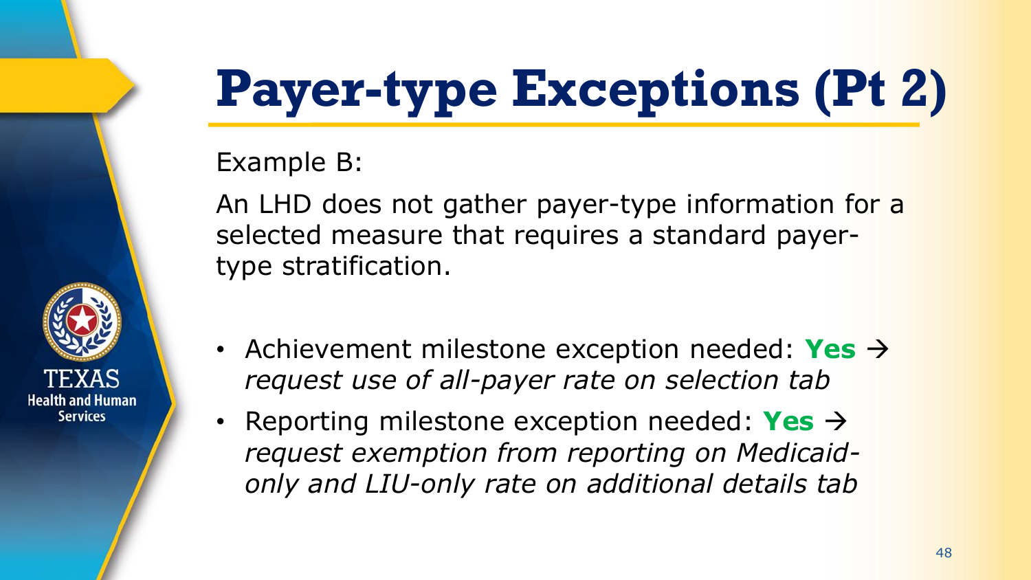# Payer-type Exceptions (Pt 2)

Example B:

An LHD does not gather payer-type information for a selected measure that requires a standard payer-type stratification.

- Achievement milestone exception needed: **Yes** → *request use of all-payer rate on selection tab*
- Reporting milestone exception needed: **Yes** → *request exemption from reporting on Medicaid-only and LIU-only rate on additional details tab*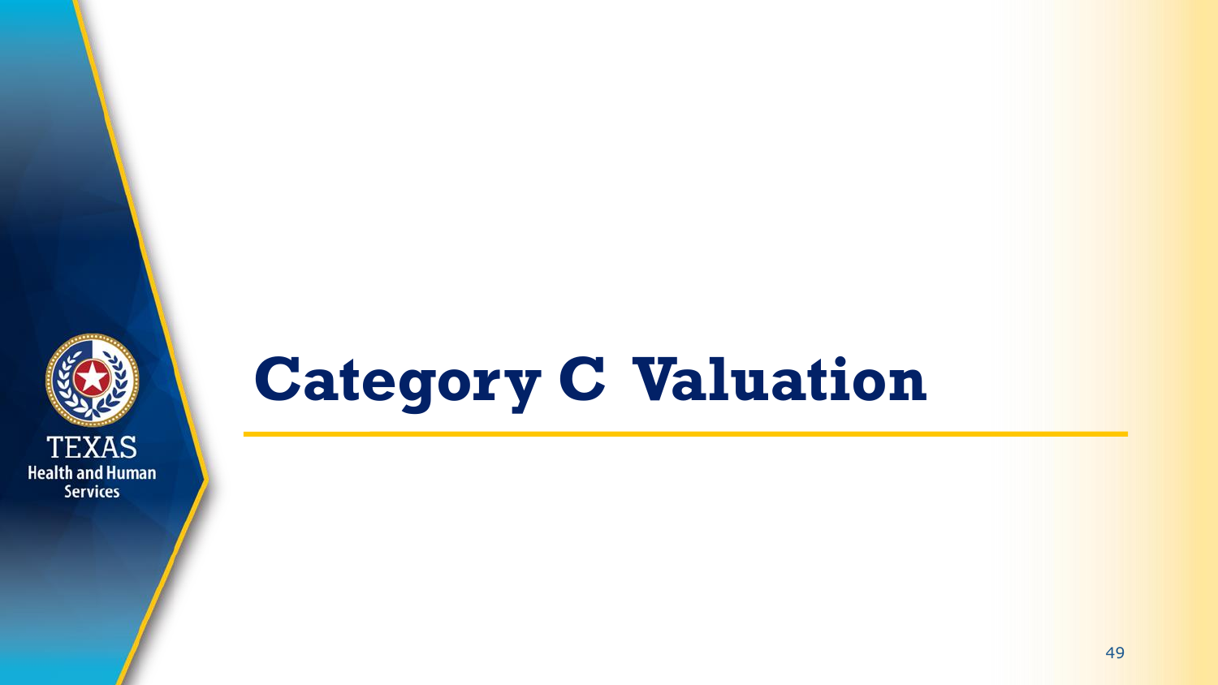# Category C Valuation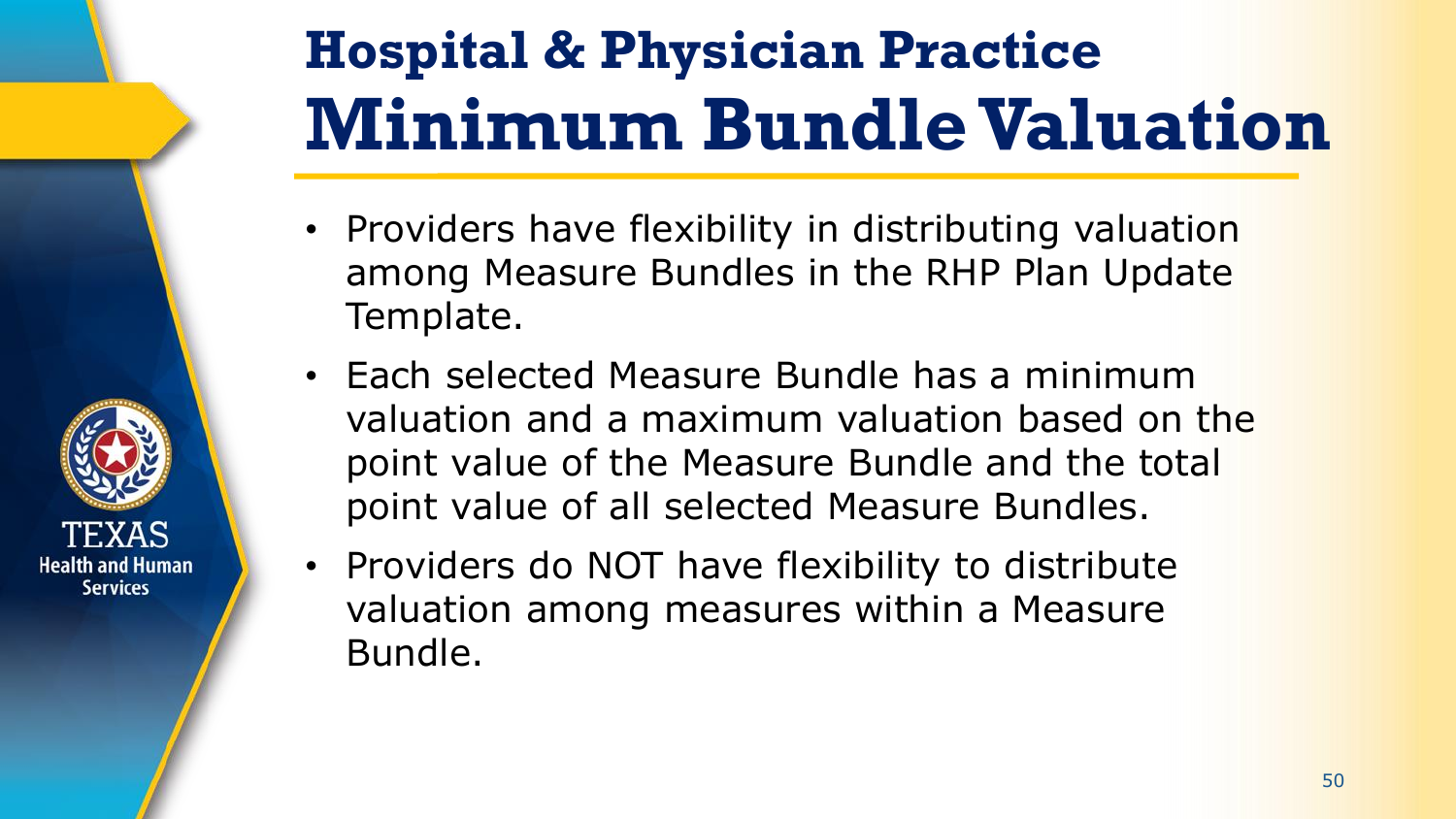# Hospital & Physician Practice Minimum Bundle Valuation

- Providers have flexibility in distributing valuation among Measure Bundles in the RHP Plan Update Template.
- Each selected Measure Bundle has a minimum valuation and a maximum valuation based on the point value of the Measure Bundle and the total point value of all selected Measure Bundles.
- Providers do NOT have flexibility to distribute valuation among measures within a Measure Bundle.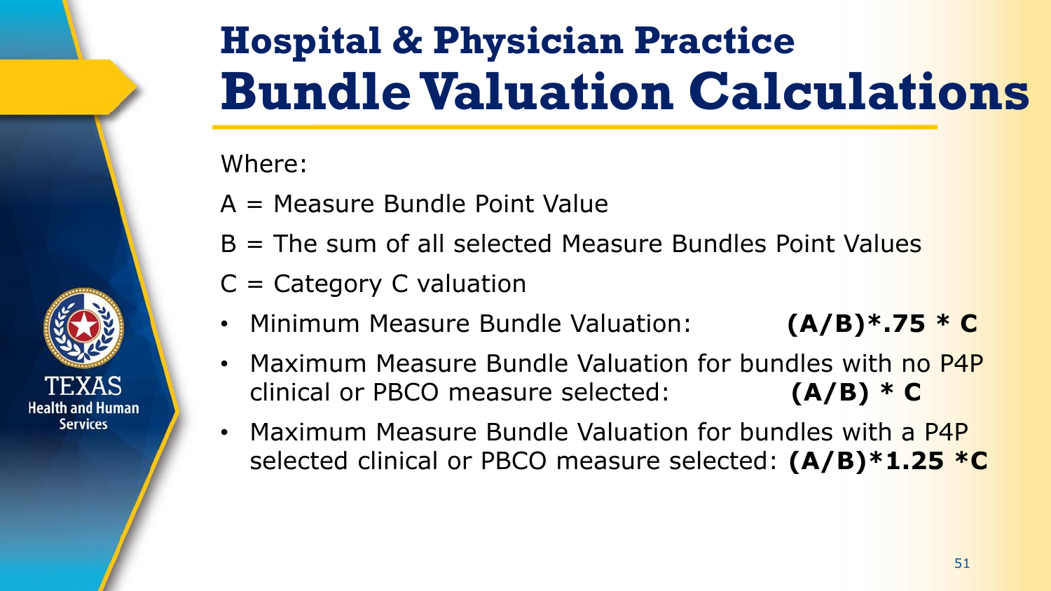# Hospital & Physician Practice Bundle Valuation Calculations

Where:

A = Measure Bundle Point Value

B = The sum of all selected Measure Bundles Point Values

C = Category C valuation

- Minimum Measure Bundle Valuation: **(A/B)*.75 * C**
- Maximum Measure Bundle Valuation for bundles with no P4P clinical or PBCO measure selected: **(A/B) * C**
- Maximum Measure Bundle Valuation for bundles with a P4P selected clinical or PBCO measure selected: **(A/B)*1.25 *C**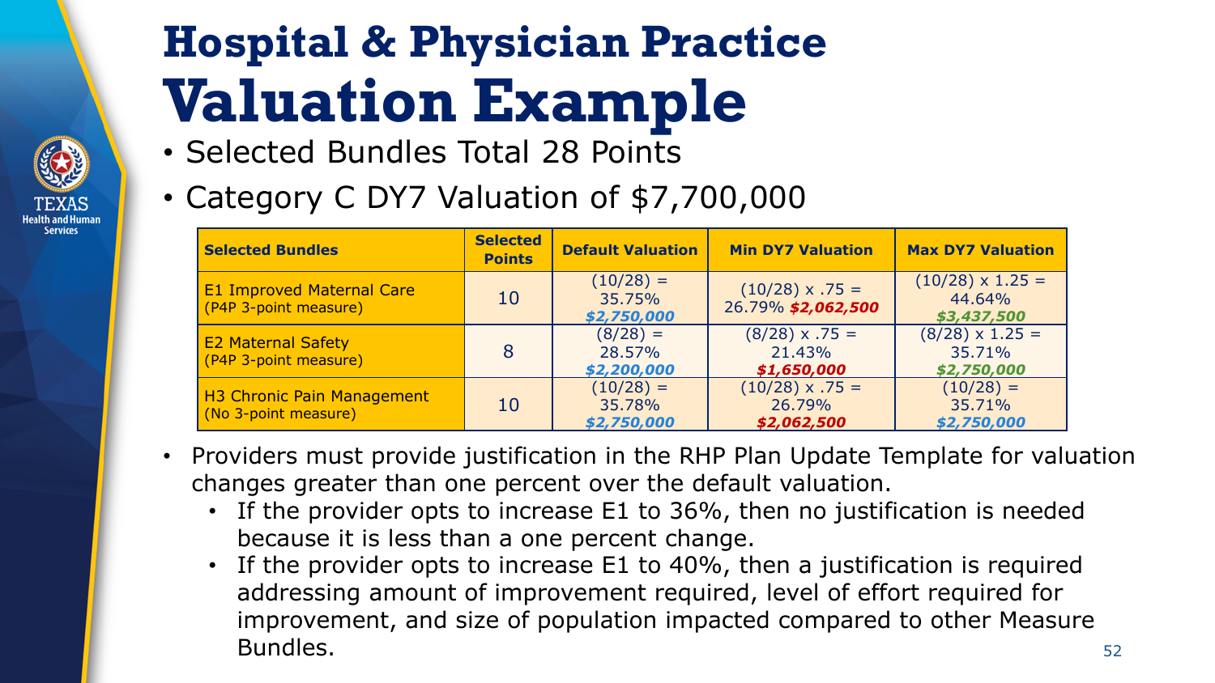# Hospital & Physician Practice Valuation Example

- Selected Bundles Total 28 Points
- Category C DY7 Valuation of $7,700,000

| Selected Bundles | Selected Points | Default Valuation | Min DY7 Valuation | Max DY7 Valuation |
|---|---|---|---|---|
| E1 Improved Maternal Care (P4P 3-point measure) | 10 | (10/28) = 35.75% *$2,750,000* | (10/28) x .75 = 26.79% *$2,062,500* | (10/28) x 1.25 = 44.64% *$3,437,500* |
| E2 Maternal Safety (P4P 3-point measure) | 8 | (8/28) = 28.57% *$2,200,000* | (8/28) x .75 = 21.43% *$1,650,000* | (8/28) x 1.25 = 35.71% *$2,750,000* |
| H3 Chronic Pain Management (No 3-point measure) | 10 | (10/28) = 35.78% *$2,750,000* | (10/28) x .75 = 26.79% *$2,062,500* | (10/28) = 35.71% *$2,750,000* |

- Providers must provide justification in the RHP Plan Update Template for valuation changes greater than one percent over the default valuation.
  - If the provider opts to increase E1 to 36%, then no justification is needed because it is less than a one percent change.
  - If the provider opts to increase E1 to 40%, then a justification is required addressing amount of improvement required, level of effort required for improvement, and size of population impacted compared to other Measure Bundles.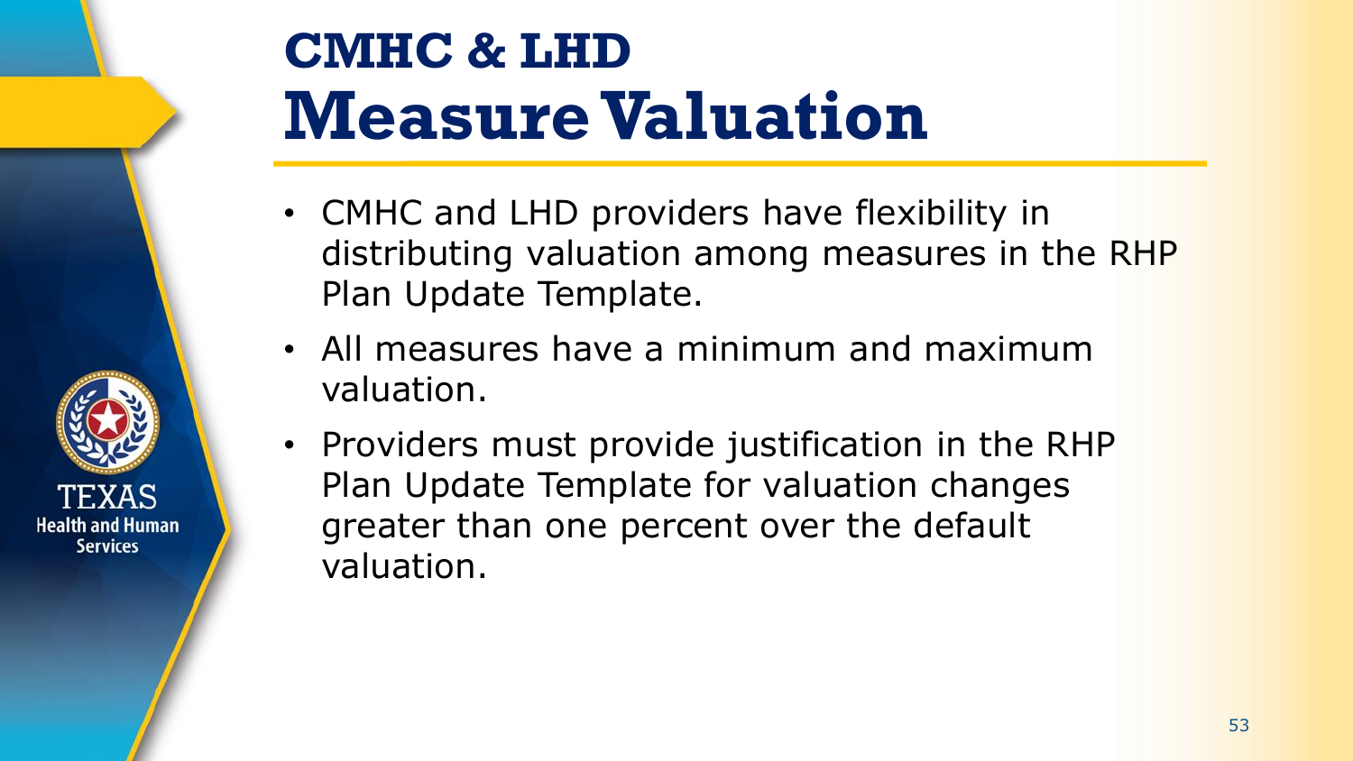# CMHC & LHD Measure Valuation

- CMHC and LHD providers have flexibility in distributing valuation among measures in the RHP Plan Update Template.
- All measures have a minimum and maximum valuation.
- Providers must provide justification in the RHP Plan Update Template for valuation changes greater than one percent over the default valuation.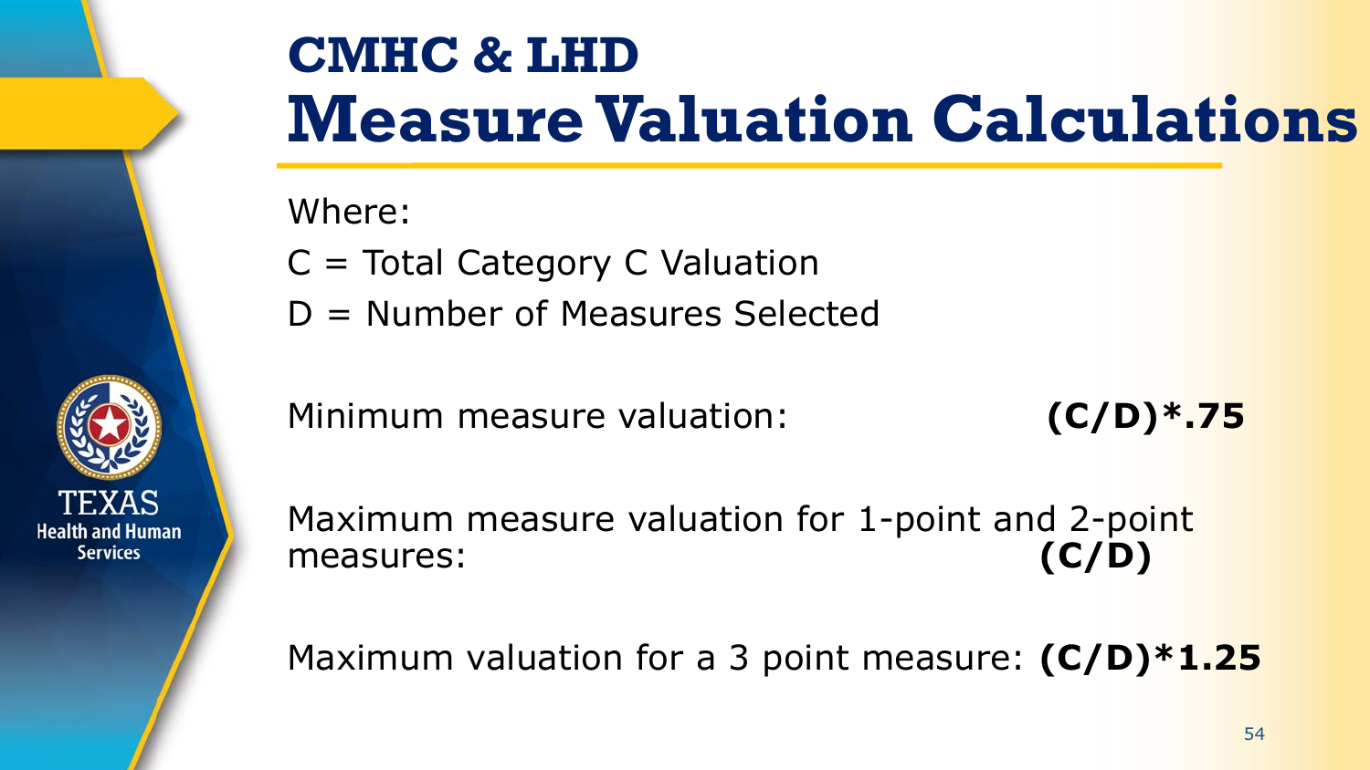# CMHC & LHD Measure Valuation Calculations

Where:

C = Total Category C Valuation

D = Number of Measures Selected

Minimum measure valuation: **(C/D)*.75**

Maximum measure valuation for 1-point and 2-point measures: **(C/D)**

Maximum valuation for a 3 point measure: **(C/D)*1.25**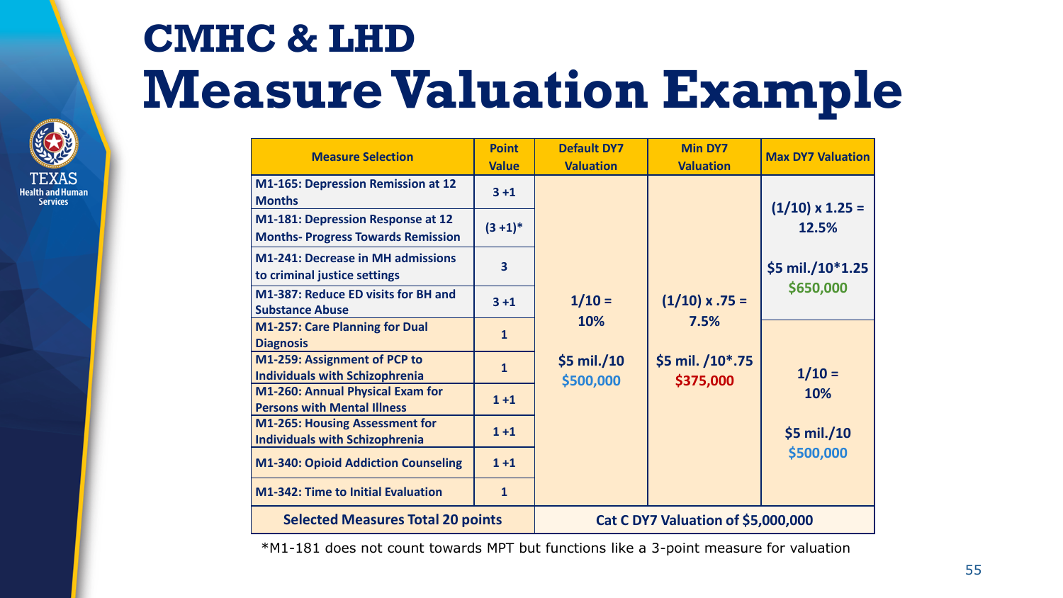# CMHC & LHD

# Measure Valuation Example

| Measure Selection | Point Value | Default DY7 Valuation | Min DY7 Valuation | Max DY7 Valuation |
|---|---|---|---|---|
| M1-165: Depression Remission at 12 Months | 3 +1 | 1/10 = 10%<br><br>$5 mil./10<br>$500,000 | (1/10) x .75 = 7.5%<br><br>$5 mil. /10*.75<br>$375,000 | (1/10) x 1.25 = 12.5%<br><br>$5 mil./10*1.25<br>$650,000 |
| M1-181: Depression Response at 12 Months- Progress Towards Remission | (3 +1)* | | | |
| M1-241: Decrease in MH admissions to criminal justice settings | 3 | | | |
| M1-387: Reduce ED visits for BH and Substance Abuse | 3 +1 | | | |
| M1-257: Care Planning for Dual Diagnosis | 1 | | | 1/10 = 10%<br><br>$5 mil./10<br>$500,000 |
| M1-259: Assignment of PCP to Individuals with Schizophrenia | 1 | | | |
| M1-260: Annual Physical Exam for Persons with Mental Illness | 1 +1 | | | |
| M1-265: Housing Assessment for Individuals with Schizophrenia | 1 +1 | | | |
| M1-340: Opioid Addiction Counseling | 1 +1 | | | |
| M1-342: Time to Initial Evaluation | 1 | | | |
| **Selected Measures Total 20 points** | | **Cat C DY7 Valuation of $5,000,000** | | |

*M1-181 does not count towards MPT but functions like a 3-point measure for valuation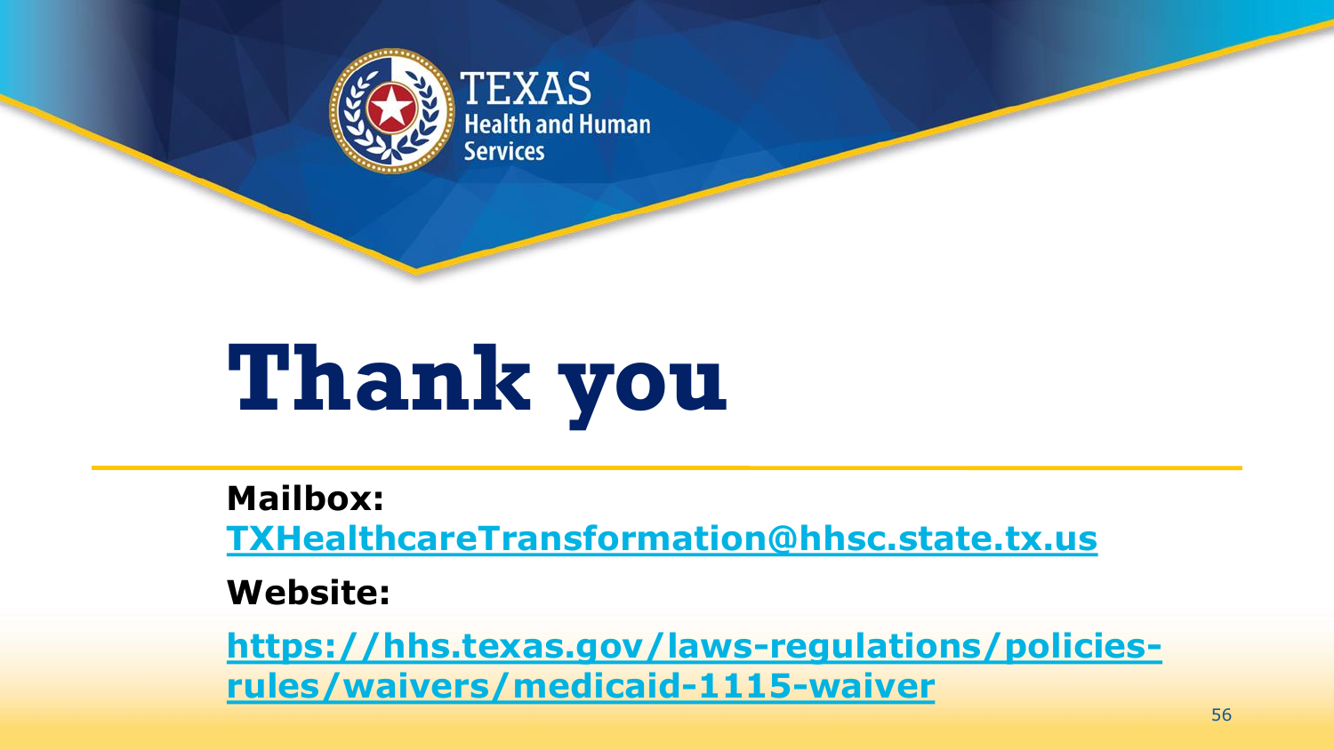# Thank you

**Mailbox:**

**[TXHealthcareTransformation@hhsc.state.tx.us](mailto:TXHealthcareTransformation@hhsc.state.tx.us)**

**Website:**

**[https://hhs.texas.gov/laws-regulations/policies-rules/waivers/medicaid-1115-waiver](https://hhs.texas.gov/laws-regulations/policies-rules/waivers/medicaid-1115-waiver)**